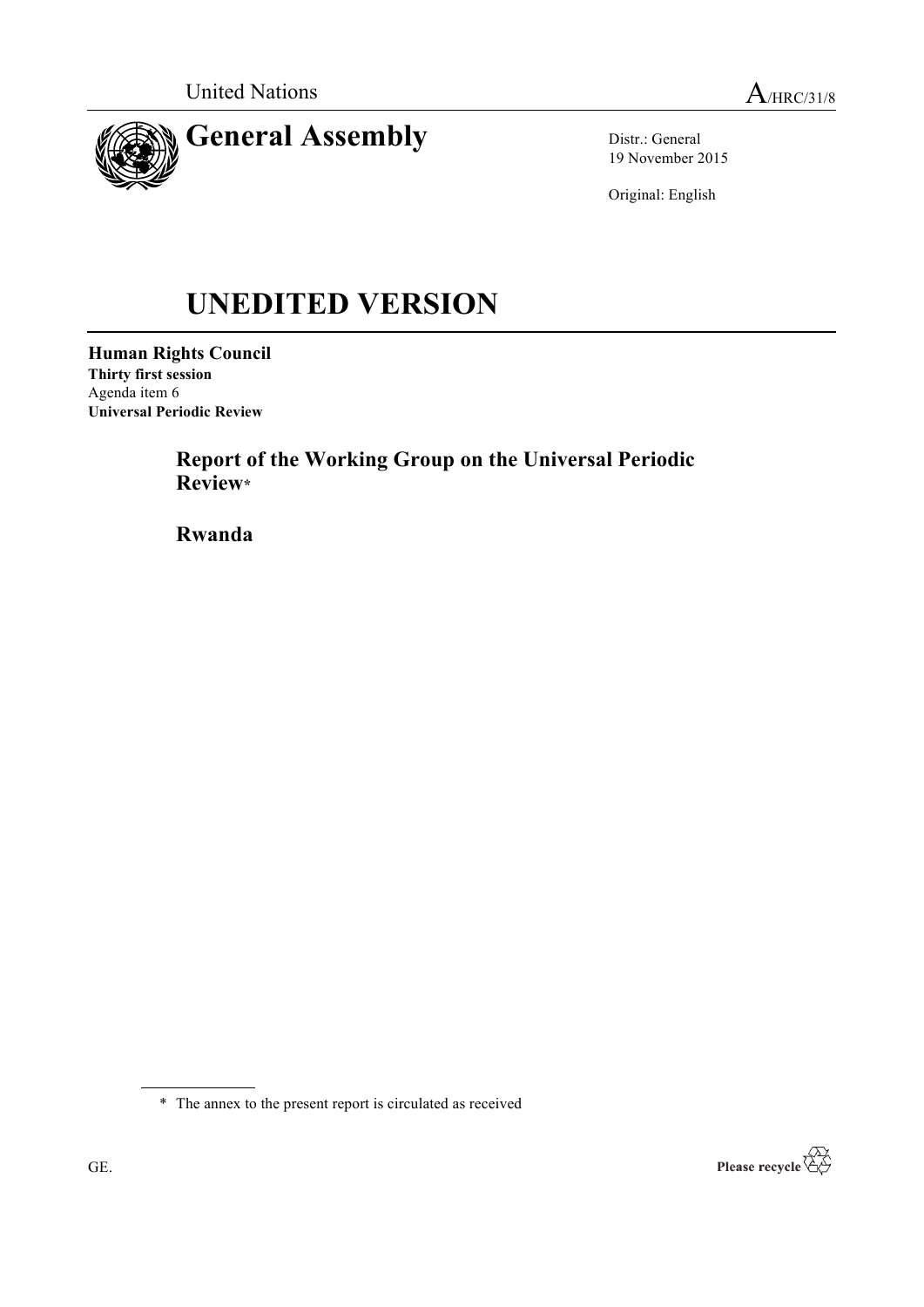United Nations A/HRC/31/8

# General Assembly

Distr.: General
19 November 2015

Original: English

# UNEDITED VERSION

**Human Rights Council**
**Thirty first session**
Agenda item 6
**Universal Periodic Review**

## Report of the Working Group on the Universal Periodic Review*

## Rwanda

---

\* The annex to the present report is circulated as received

GE.

Please recycle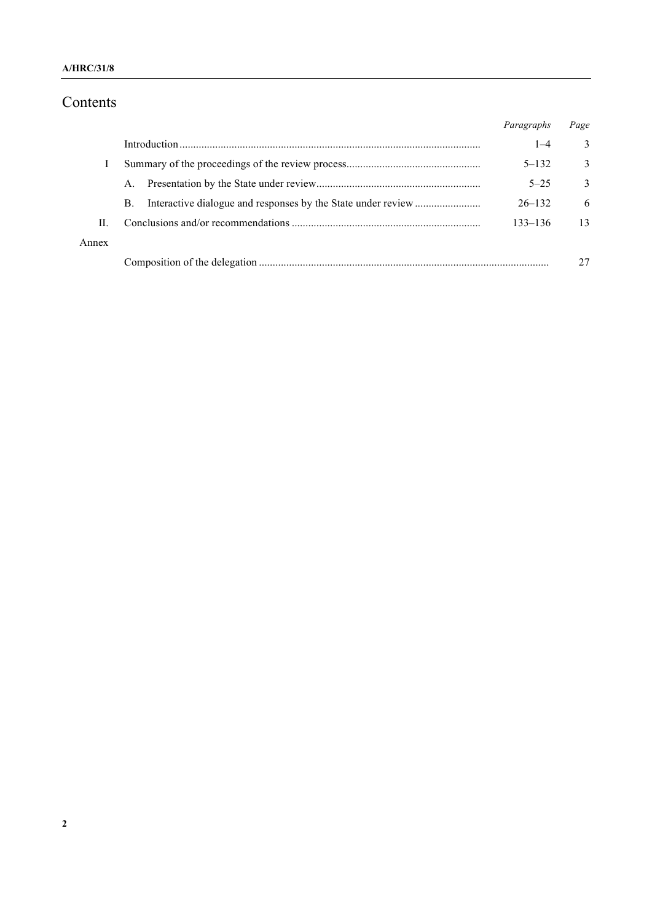# Contents

| | | *Paragraphs* | *Page* |
|---|---|---|---|
| | Introduction | 1–4 | 3 |
| I | Summary of the proceedings of the review process | 5–132 | 3 |
| | A. Presentation by the State under review | 5–25 | 3 |
| | B. Interactive dialogue and responses by the State under review | 26–132 | 6 |
| II. | Conclusions and/or recommendations | 133–136 | 13 |
| Annex | | | |
| | Composition of the delegation | | 27 |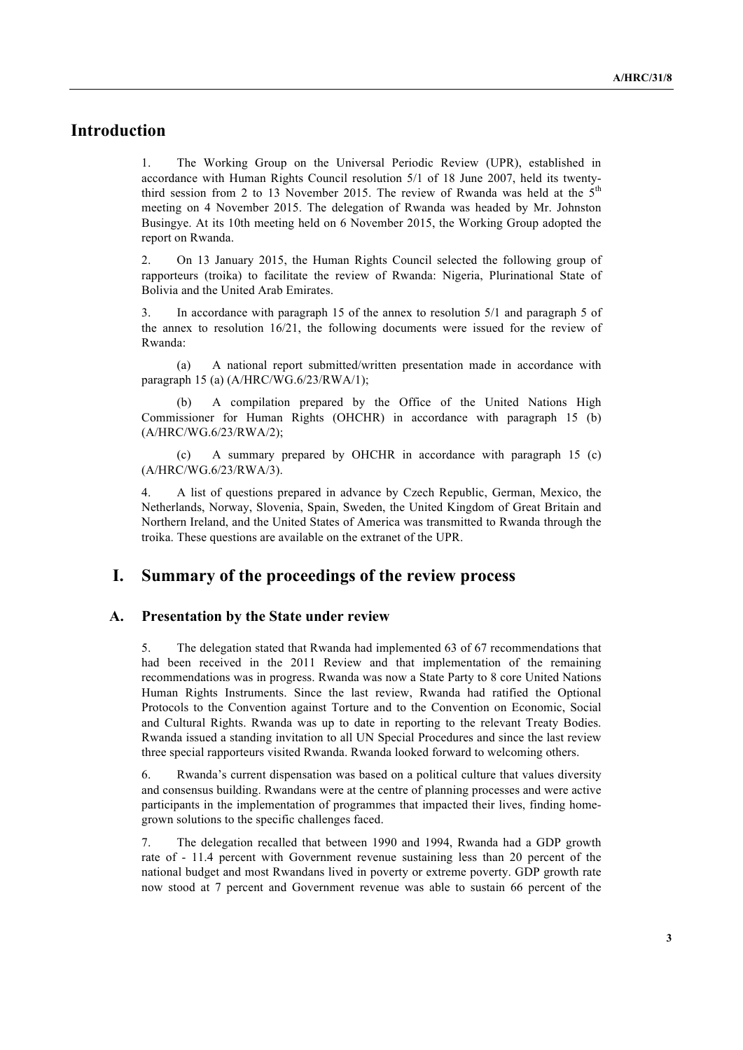# Introduction

1. The Working Group on the Universal Periodic Review (UPR), established in accordance with Human Rights Council resolution 5/1 of 18 June 2007, held its twenty-third session from 2 to 13 November 2015. The review of Rwanda was held at the 5th meeting on 4 November 2015. The delegation of Rwanda was headed by Mr. Johnston Busingye. At its 10th meeting held on 6 November 2015, the Working Group adopted the report on Rwanda.

2. On 13 January 2015, the Human Rights Council selected the following group of rapporteurs (troika) to facilitate the review of Rwanda: Nigeria, Plurinational State of Bolivia and the United Arab Emirates.

3. In accordance with paragraph 15 of the annex to resolution 5/1 and paragraph 5 of the annex to resolution 16/21, the following documents were issued for the review of Rwanda:

(a) A national report submitted/written presentation made in accordance with paragraph 15 (a) (A/HRC/WG.6/23/RWA/1);

(b) A compilation prepared by the Office of the United Nations High Commissioner for Human Rights (OHCHR) in accordance with paragraph 15 (b) (A/HRC/WG.6/23/RWA/2);

(c) A summary prepared by OHCHR in accordance with paragraph 15 (c) (A/HRC/WG.6/23/RWA/3).

4. A list of questions prepared in advance by Czech Republic, German, Mexico, the Netherlands, Norway, Slovenia, Spain, Sweden, the United Kingdom of Great Britain and Northern Ireland, and the United States of America was transmitted to Rwanda through the troika. These questions are available on the extranet of the UPR.

# I. Summary of the proceedings of the review process

## A. Presentation by the State under review

5. The delegation stated that Rwanda had implemented 63 of 67 recommendations that had been received in the 2011 Review and that implementation of the remaining recommendations was in progress. Rwanda was now a State Party to 8 core United Nations Human Rights Instruments. Since the last review, Rwanda had ratified the Optional Protocols to the Convention against Torture and to the Convention on Economic, Social and Cultural Rights. Rwanda was up to date in reporting to the relevant Treaty Bodies. Rwanda issued a standing invitation to all UN Special Procedures and since the last review three special rapporteurs visited Rwanda. Rwanda looked forward to welcoming others.

6. Rwanda's current dispensation was based on a political culture that values diversity and consensus building. Rwandans were at the centre of planning processes and were active participants in the implementation of programmes that impacted their lives, finding home-grown solutions to the specific challenges faced.

7. The delegation recalled that between 1990 and 1994, Rwanda had a GDP growth rate of - 11.4 percent with Government revenue sustaining less than 20 percent of the national budget and most Rwandans lived in poverty or extreme poverty. GDP growth rate now stood at 7 percent and Government revenue was able to sustain 66 percent of the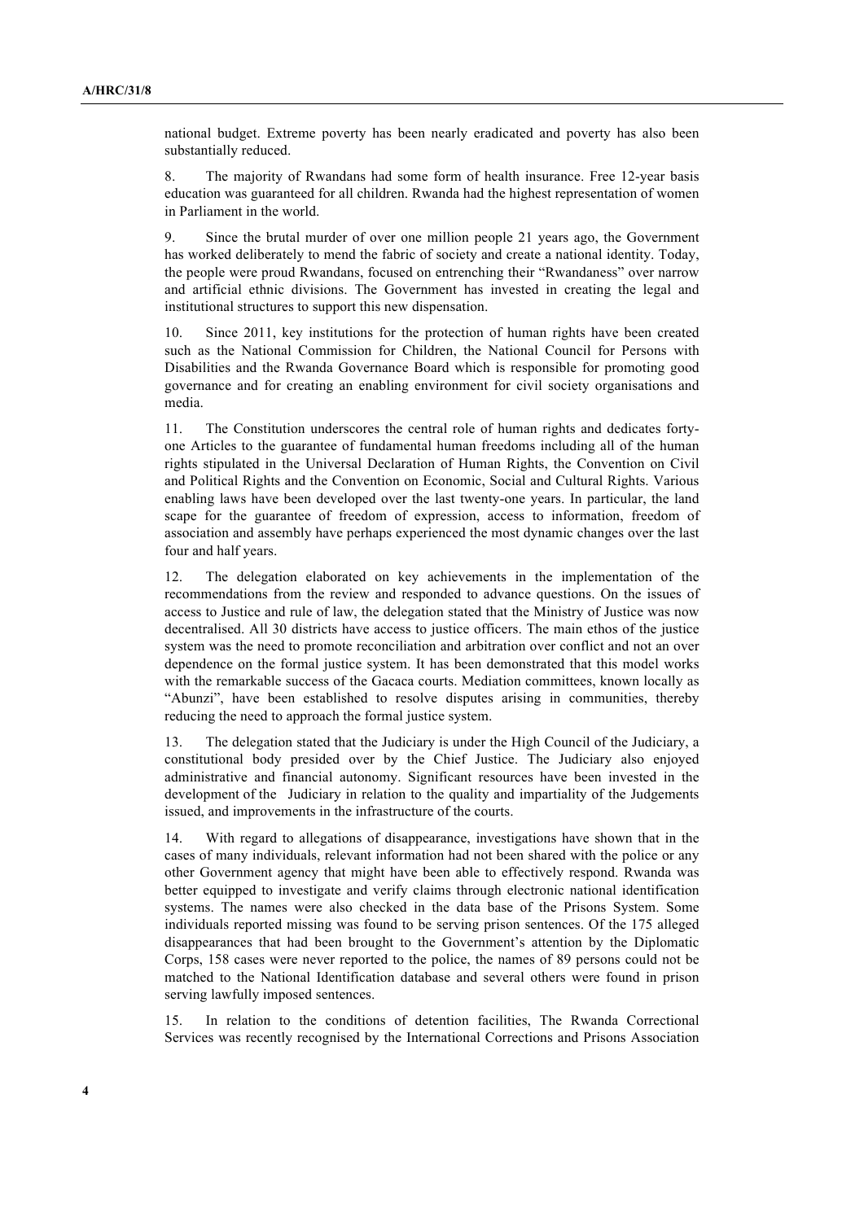national budget. Extreme poverty has been nearly eradicated and poverty has also been substantially reduced.

8. The majority of Rwandans had some form of health insurance. Free 12-year basis education was guaranteed for all children. Rwanda had the highest representation of women in Parliament in the world.

9. Since the brutal murder of over one million people 21 years ago, the Government has worked deliberately to mend the fabric of society and create a national identity. Today, the people were proud Rwandans, focused on entrenching their "Rwandaness" over narrow and artificial ethnic divisions. The Government has invested in creating the legal and institutional structures to support this new dispensation.

10. Since 2011, key institutions for the protection of human rights have been created such as the National Commission for Children, the National Council for Persons with Disabilities and the Rwanda Governance Board which is responsible for promoting good governance and for creating an enabling environment for civil society organisations and media.

11. The Constitution underscores the central role of human rights and dedicates forty-one Articles to the guarantee of fundamental human freedoms including all of the human rights stipulated in the Universal Declaration of Human Rights, the Convention on Civil and Political Rights and the Convention on Economic, Social and Cultural Rights. Various enabling laws have been developed over the last twenty-one years. In particular, the land scape for the guarantee of freedom of expression, access to information, freedom of association and assembly have perhaps experienced the most dynamic changes over the last four and half years.

12. The delegation elaborated on key achievements in the implementation of the recommendations from the review and responded to advance questions. On the issues of access to Justice and rule of law, the delegation stated that the Ministry of Justice was now decentralised. All 30 districts have access to justice officers. The main ethos of the justice system was the need to promote reconciliation and arbitration over conflict and not an over dependence on the formal justice system. It has been demonstrated that this model works with the remarkable success of the Gacaca courts. Mediation committees, known locally as "Abunzi", have been established to resolve disputes arising in communities, thereby reducing the need to approach the formal justice system.

13. The delegation stated that the Judiciary is under the High Council of the Judiciary, a constitutional body presided over by the Chief Justice. The Judiciary also enjoyed administrative and financial autonomy. Significant resources have been invested in the development of the Judiciary in relation to the quality and impartiality of the Judgements issued, and improvements in the infrastructure of the courts.

14. With regard to allegations of disappearance, investigations have shown that in the cases of many individuals, relevant information had not been shared with the police or any other Government agency that might have been able to effectively respond. Rwanda was better equipped to investigate and verify claims through electronic national identification systems. The names were also checked in the data base of the Prisons System. Some individuals reported missing was found to be serving prison sentences. Of the 175 alleged disappearances that had been brought to the Government's attention by the Diplomatic Corps, 158 cases were never reported to the police, the names of 89 persons could not be matched to the National Identification database and several others were found in prison serving lawfully imposed sentences.

15. In relation to the conditions of detention facilities, The Rwanda Correctional Services was recently recognised by the International Corrections and Prisons Association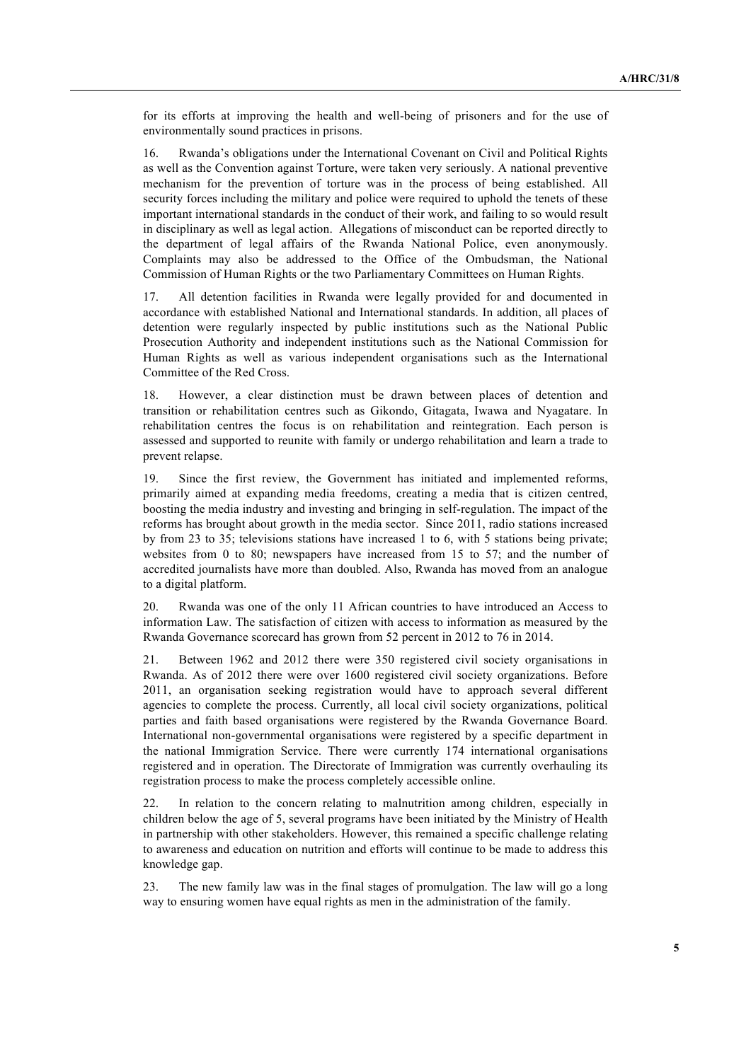for its efforts at improving the health and well-being of prisoners and for the use of environmentally sound practices in prisons.

16. Rwanda's obligations under the International Covenant on Civil and Political Rights as well as the Convention against Torture, were taken very seriously. A national preventive mechanism for the prevention of torture was in the process of being established. All security forces including the military and police were required to uphold the tenets of these important international standards in the conduct of their work, and failing to so would result in disciplinary as well as legal action. Allegations of misconduct can be reported directly to the department of legal affairs of the Rwanda National Police, even anonymously. Complaints may also be addressed to the Office of the Ombudsman, the National Commission of Human Rights or the two Parliamentary Committees on Human Rights.

17. All detention facilities in Rwanda were legally provided for and documented in accordance with established National and International standards. In addition, all places of detention were regularly inspected by public institutions such as the National Public Prosecution Authority and independent institutions such as the National Commission for Human Rights as well as various independent organisations such as the International Committee of the Red Cross.

18. However, a clear distinction must be drawn between places of detention and transition or rehabilitation centres such as Gikondo, Gitagata, Iwawa and Nyagatare. In rehabilitation centres the focus is on rehabilitation and reintegration. Each person is assessed and supported to reunite with family or undergo rehabilitation and learn a trade to prevent relapse.

19. Since the first review, the Government has initiated and implemented reforms, primarily aimed at expanding media freedoms, creating a media that is citizen centred, boosting the media industry and investing and bringing in self-regulation. The impact of the reforms has brought about growth in the media sector. Since 2011, radio stations increased by from 23 to 35; televisions stations have increased 1 to 6, with 5 stations being private; websites from 0 to 80; newspapers have increased from 15 to 57; and the number of accredited journalists have more than doubled. Also, Rwanda has moved from an analogue to a digital platform.

20. Rwanda was one of the only 11 African countries to have introduced an Access to information Law. The satisfaction of citizen with access to information as measured by the Rwanda Governance scorecard has grown from 52 percent in 2012 to 76 in 2014.

21. Between 1962 and 2012 there were 350 registered civil society organisations in Rwanda. As of 2012 there were over 1600 registered civil society organizations. Before 2011, an organisation seeking registration would have to approach several different agencies to complete the process. Currently, all local civil society organizations, political parties and faith based organisations were registered by the Rwanda Governance Board. International non-governmental organisations were registered by a specific department in the national Immigration Service. There were currently 174 international organisations registered and in operation. The Directorate of Immigration was currently overhauling its registration process to make the process completely accessible online.

22. In relation to the concern relating to malnutrition among children, especially in children below the age of 5, several programs have been initiated by the Ministry of Health in partnership with other stakeholders. However, this remained a specific challenge relating to awareness and education on nutrition and efforts will continue to be made to address this knowledge gap.

23. The new family law was in the final stages of promulgation. The law will go a long way to ensuring women have equal rights as men in the administration of the family.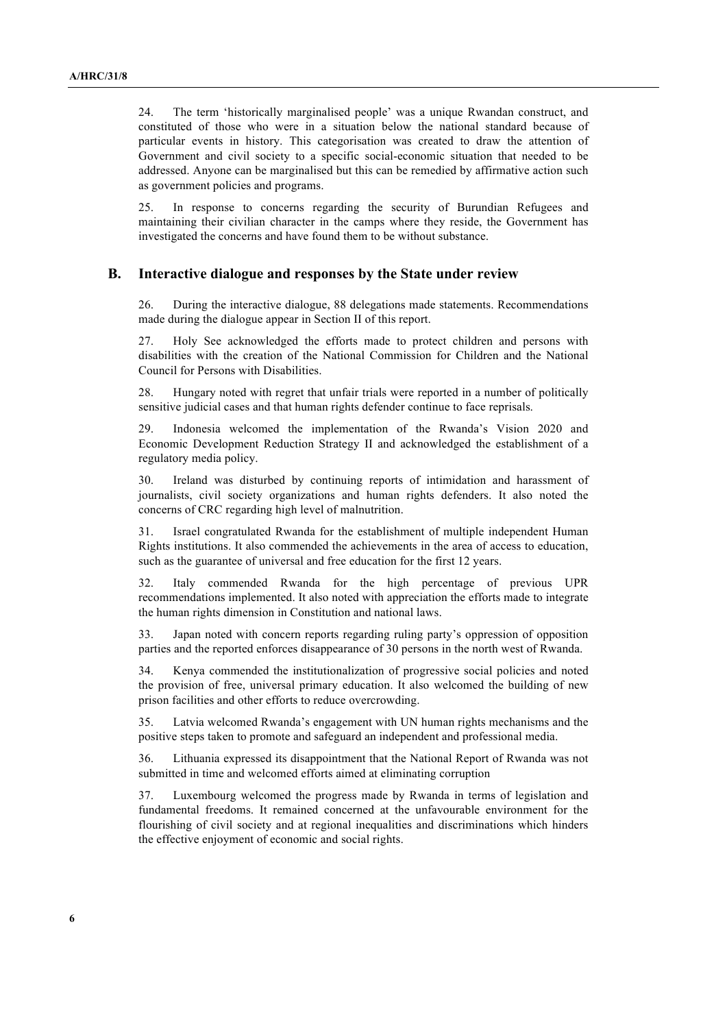24. The term 'historically marginalised people' was a unique Rwandan construct, and constituted of those who were in a situation below the national standard because of particular events in history. This categorisation was created to draw the attention of Government and civil society to a specific social-economic situation that needed to be addressed. Anyone can be marginalised but this can be remedied by affirmative action such as government policies and programs.

25. In response to concerns regarding the security of Burundian Refugees and maintaining their civilian character in the camps where they reside, the Government has investigated the concerns and have found them to be without substance.

## B. Interactive dialogue and responses by the State under review

26. During the interactive dialogue, 88 delegations made statements. Recommendations made during the dialogue appear in Section II of this report.

27. Holy See acknowledged the efforts made to protect children and persons with disabilities with the creation of the National Commission for Children and the National Council for Persons with Disabilities.

28. Hungary noted with regret that unfair trials were reported in a number of politically sensitive judicial cases and that human rights defender continue to face reprisals.

29. Indonesia welcomed the implementation of the Rwanda's Vision 2020 and Economic Development Reduction Strategy II and acknowledged the establishment of a regulatory media policy.

30. Ireland was disturbed by continuing reports of intimidation and harassment of journalists, civil society organizations and human rights defenders. It also noted the concerns of CRC regarding high level of malnutrition.

31. Israel congratulated Rwanda for the establishment of multiple independent Human Rights institutions. It also commended the achievements in the area of access to education, such as the guarantee of universal and free education for the first 12 years.

32. Italy commended Rwanda for the high percentage of previous UPR recommendations implemented. It also noted with appreciation the efforts made to integrate the human rights dimension in Constitution and national laws.

33. Japan noted with concern reports regarding ruling party's oppression of opposition parties and the reported enforces disappearance of 30 persons in the north west of Rwanda.

34. Kenya commended the institutionalization of progressive social policies and noted the provision of free, universal primary education. It also welcomed the building of new prison facilities and other efforts to reduce overcrowding.

35. Latvia welcomed Rwanda's engagement with UN human rights mechanisms and the positive steps taken to promote and safeguard an independent and professional media.

36. Lithuania expressed its disappointment that the National Report of Rwanda was not submitted in time and welcomed efforts aimed at eliminating corruption

37. Luxembourg welcomed the progress made by Rwanda in terms of legislation and fundamental freedoms. It remained concerned at the unfavourable environment for the flourishing of civil society and at regional inequalities and discriminations which hinders the effective enjoyment of economic and social rights.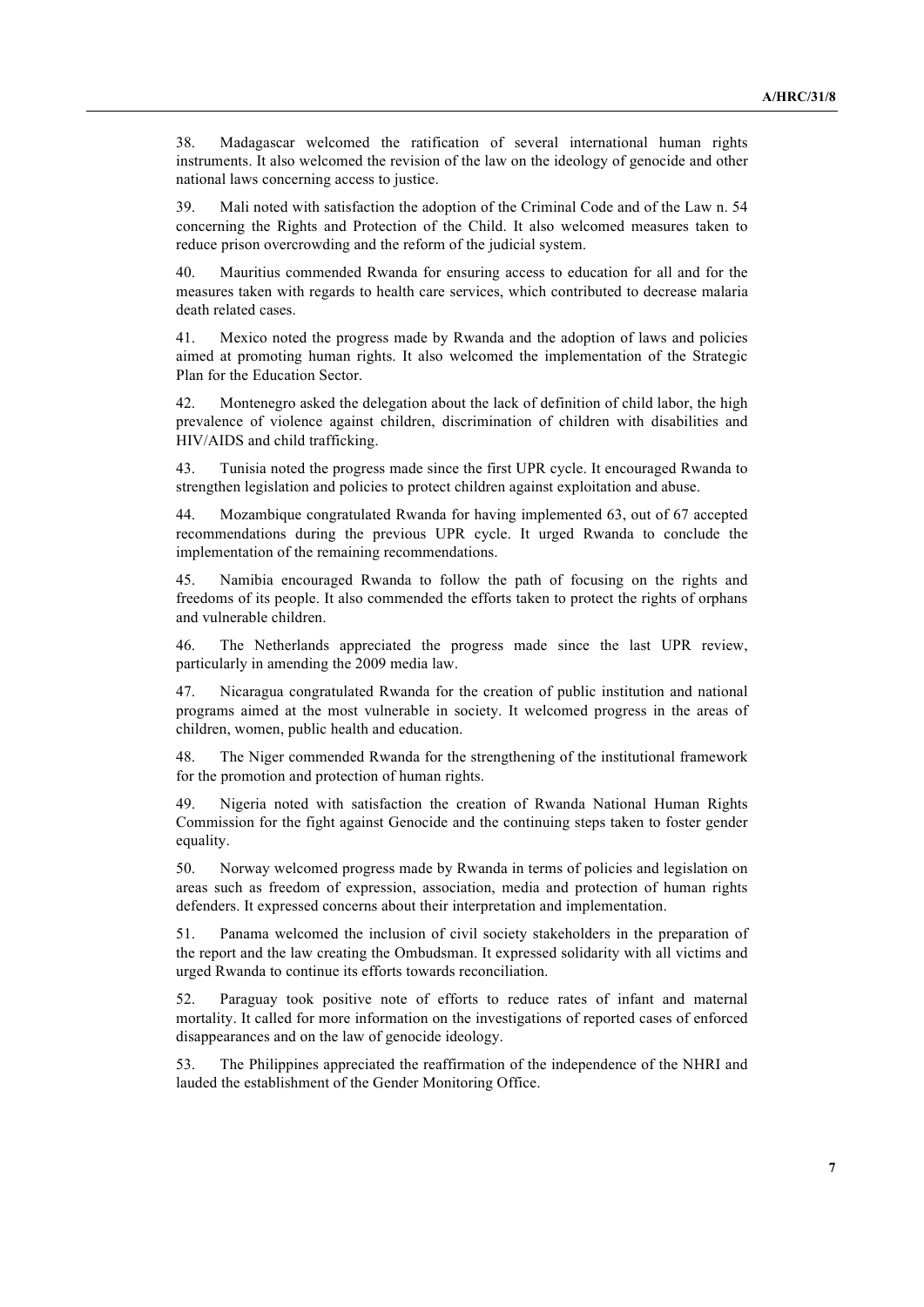38. Madagascar welcomed the ratification of several international human rights instruments. It also welcomed the revision of the law on the ideology of genocide and other national laws concerning access to justice.

39. Mali noted with satisfaction the adoption of the Criminal Code and of the Law n. 54 concerning the Rights and Protection of the Child. It also welcomed measures taken to reduce prison overcrowding and the reform of the judicial system.

40. Mauritius commended Rwanda for ensuring access to education for all and for the measures taken with regards to health care services, which contributed to decrease malaria death related cases.

41. Mexico noted the progress made by Rwanda and the adoption of laws and policies aimed at promoting human rights. It also welcomed the implementation of the Strategic Plan for the Education Sector.

42. Montenegro asked the delegation about the lack of definition of child labor, the high prevalence of violence against children, discrimination of children with disabilities and HIV/AIDS and child trafficking.

43. Tunisia noted the progress made since the first UPR cycle. It encouraged Rwanda to strengthen legislation and policies to protect children against exploitation and abuse.

44. Mozambique congratulated Rwanda for having implemented 63, out of 67 accepted recommendations during the previous UPR cycle. It urged Rwanda to conclude the implementation of the remaining recommendations.

45. Namibia encouraged Rwanda to follow the path of focusing on the rights and freedoms of its people. It also commended the efforts taken to protect the rights of orphans and vulnerable children.

46. The Netherlands appreciated the progress made since the last UPR review, particularly in amending the 2009 media law.

47. Nicaragua congratulated Rwanda for the creation of public institution and national programs aimed at the most vulnerable in society. It welcomed progress in the areas of children, women, public health and education.

48. The Niger commended Rwanda for the strengthening of the institutional framework for the promotion and protection of human rights.

49. Nigeria noted with satisfaction the creation of Rwanda National Human Rights Commission for the fight against Genocide and the continuing steps taken to foster gender equality.

50. Norway welcomed progress made by Rwanda in terms of policies and legislation on areas such as freedom of expression, association, media and protection of human rights defenders. It expressed concerns about their interpretation and implementation.

51. Panama welcomed the inclusion of civil society stakeholders in the preparation of the report and the law creating the Ombudsman. It expressed solidarity with all victims and urged Rwanda to continue its efforts towards reconciliation.

52. Paraguay took positive note of efforts to reduce rates of infant and maternal mortality. It called for more information on the investigations of reported cases of enforced disappearances and on the law of genocide ideology.

53. The Philippines appreciated the reaffirmation of the independence of the NHRI and lauded the establishment of the Gender Monitoring Office.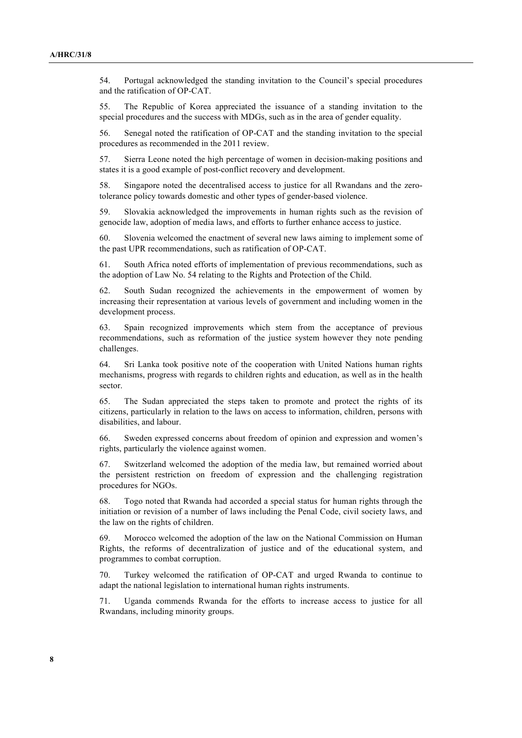54. Portugal acknowledged the standing invitation to the Council's special procedures and the ratification of OP-CAT.

55. The Republic of Korea appreciated the issuance of a standing invitation to the special procedures and the success with MDGs, such as in the area of gender equality.

56. Senegal noted the ratification of OP-CAT and the standing invitation to the special procedures as recommended in the 2011 review.

57. Sierra Leone noted the high percentage of women in decision-making positions and states it is a good example of post-conflict recovery and development.

58. Singapore noted the decentralised access to justice for all Rwandans and the zero-tolerance policy towards domestic and other types of gender-based violence.

59. Slovakia acknowledged the improvements in human rights such as the revision of genocide law, adoption of media laws, and efforts to further enhance access to justice.

60. Slovenia welcomed the enactment of several new laws aiming to implement some of the past UPR recommendations, such as ratification of OP-CAT.

61. South Africa noted efforts of implementation of previous recommendations, such as the adoption of Law No. 54 relating to the Rights and Protection of the Child.

62. South Sudan recognized the achievements in the empowerment of women by increasing their representation at various levels of government and including women in the development process.

63. Spain recognized improvements which stem from the acceptance of previous recommendations, such as reformation of the justice system however they note pending challenges.

64. Sri Lanka took positive note of the cooperation with United Nations human rights mechanisms, progress with regards to children rights and education, as well as in the health sector.

65. The Sudan appreciated the steps taken to promote and protect the rights of its citizens, particularly in relation to the laws on access to information, children, persons with disabilities, and labour.

66. Sweden expressed concerns about freedom of opinion and expression and women's rights, particularly the violence against women.

67. Switzerland welcomed the adoption of the media law, but remained worried about the persistent restriction on freedom of expression and the challenging registration procedures for NGOs.

68. Togo noted that Rwanda had accorded a special status for human rights through the initiation or revision of a number of laws including the Penal Code, civil society laws, and the law on the rights of children.

69. Morocco welcomed the adoption of the law on the National Commission on Human Rights, the reforms of decentralization of justice and of the educational system, and programmes to combat corruption.

70. Turkey welcomed the ratification of OP-CAT and urged Rwanda to continue to adapt the national legislation to international human rights instruments.

71. Uganda commends Rwanda for the efforts to increase access to justice for all Rwandans, including minority groups.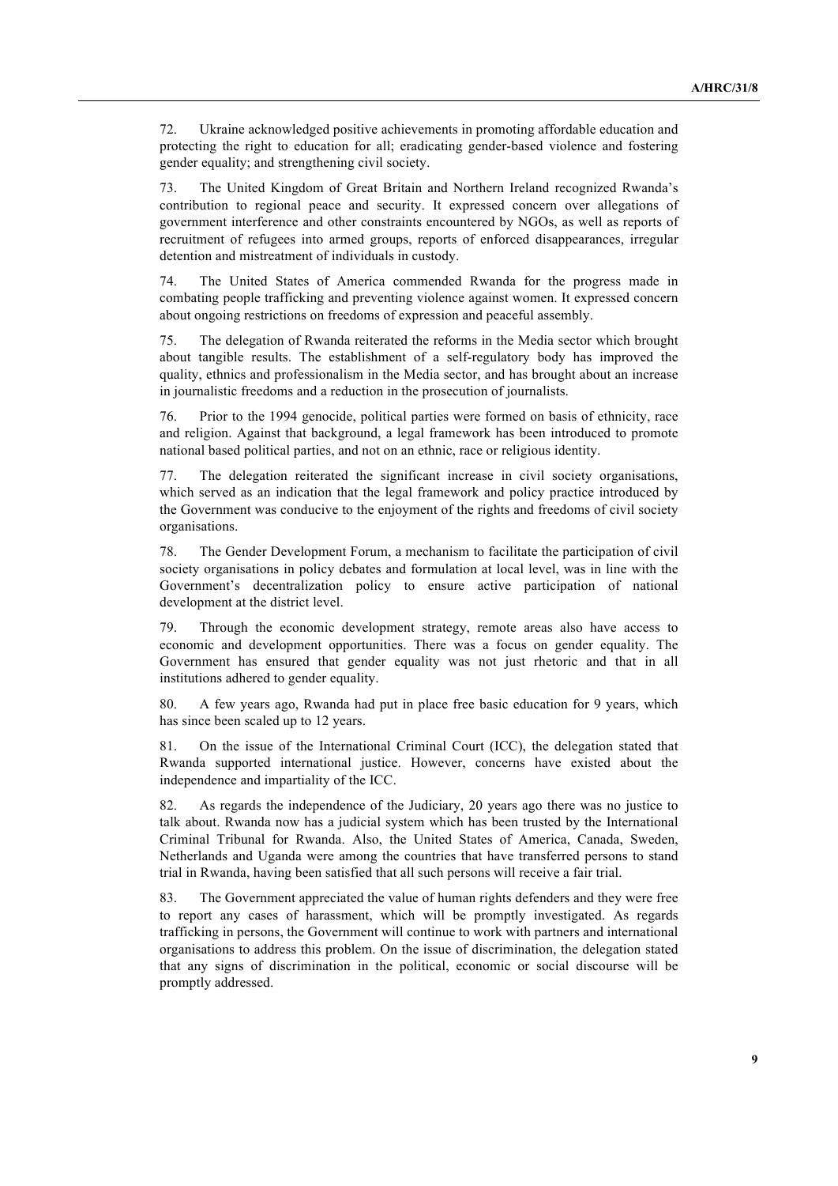72. Ukraine acknowledged positive achievements in promoting affordable education and protecting the right to education for all; eradicating gender-based violence and fostering gender equality; and strengthening civil society.

73. The United Kingdom of Great Britain and Northern Ireland recognized Rwanda's contribution to regional peace and security. It expressed concern over allegations of government interference and other constraints encountered by NGOs, as well as reports of recruitment of refugees into armed groups, reports of enforced disappearances, irregular detention and mistreatment of individuals in custody.

74. The United States of America commended Rwanda for the progress made in combating people trafficking and preventing violence against women. It expressed concern about ongoing restrictions on freedoms of expression and peaceful assembly.

75. The delegation of Rwanda reiterated the reforms in the Media sector which brought about tangible results. The establishment of a self-regulatory body has improved the quality, ethnics and professionalism in the Media sector, and has brought about an increase in journalistic freedoms and a reduction in the prosecution of journalists.

76. Prior to the 1994 genocide, political parties were formed on basis of ethnicity, race and religion. Against that background, a legal framework has been introduced to promote national based political parties, and not on an ethnic, race or religious identity.

77. The delegation reiterated the significant increase in civil society organisations, which served as an indication that the legal framework and policy practice introduced by the Government was conducive to the enjoyment of the rights and freedoms of civil society organisations.

78. The Gender Development Forum, a mechanism to facilitate the participation of civil society organisations in policy debates and formulation at local level, was in line with the Government's decentralization policy to ensure active participation of national development at the district level.

79. Through the economic development strategy, remote areas also have access to economic and development opportunities. There was a focus on gender equality. The Government has ensured that gender equality was not just rhetoric and that in all institutions adhered to gender equality.

80. A few years ago, Rwanda had put in place free basic education for 9 years, which has since been scaled up to 12 years.

81. On the issue of the International Criminal Court (ICC), the delegation stated that Rwanda supported international justice. However, concerns have existed about the independence and impartiality of the ICC.

82. As regards the independence of the Judiciary, 20 years ago there was no justice to talk about. Rwanda now has a judicial system which has been trusted by the International Criminal Tribunal for Rwanda. Also, the United States of America, Canada, Sweden, Netherlands and Uganda were among the countries that have transferred persons to stand trial in Rwanda, having been satisfied that all such persons will receive a fair trial.

83. The Government appreciated the value of human rights defenders and they were free to report any cases of harassment, which will be promptly investigated. As regards trafficking in persons, the Government will continue to work with partners and international organisations to address this problem. On the issue of discrimination, the delegation stated that any signs of discrimination in the political, economic or social discourse will be promptly addressed.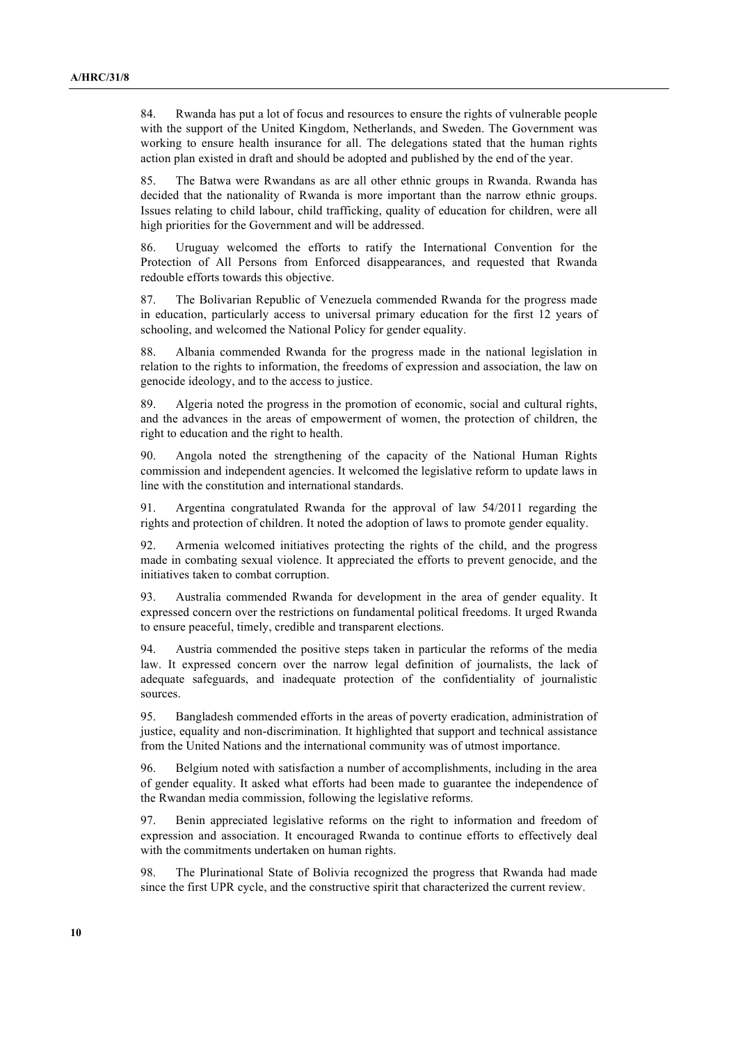84. Rwanda has put a lot of focus and resources to ensure the rights of vulnerable people with the support of the United Kingdom, Netherlands, and Sweden. The Government was working to ensure health insurance for all. The delegations stated that the human rights action plan existed in draft and should be adopted and published by the end of the year.

85. The Batwa were Rwandans as are all other ethnic groups in Rwanda. Rwanda has decided that the nationality of Rwanda is more important than the narrow ethnic groups. Issues relating to child labour, child trafficking, quality of education for children, were all high priorities for the Government and will be addressed.

86. Uruguay welcomed the efforts to ratify the International Convention for the Protection of All Persons from Enforced disappearances, and requested that Rwanda redouble efforts towards this objective.

87. The Bolivarian Republic of Venezuela commended Rwanda for the progress made in education, particularly access to universal primary education for the first 12 years of schooling, and welcomed the National Policy for gender equality.

88. Albania commended Rwanda for the progress made in the national legislation in relation to the rights to information, the freedoms of expression and association, the law on genocide ideology, and to the access to justice.

89. Algeria noted the progress in the promotion of economic, social and cultural rights, and the advances in the areas of empowerment of women, the protection of children, the right to education and the right to health.

90. Angola noted the strengthening of the capacity of the National Human Rights commission and independent agencies. It welcomed the legislative reform to update laws in line with the constitution and international standards.

91. Argentina congratulated Rwanda for the approval of law 54/2011 regarding the rights and protection of children. It noted the adoption of laws to promote gender equality.

92. Armenia welcomed initiatives protecting the rights of the child, and the progress made in combating sexual violence. It appreciated the efforts to prevent genocide, and the initiatives taken to combat corruption.

93. Australia commended Rwanda for development in the area of gender equality. It expressed concern over the restrictions on fundamental political freedoms. It urged Rwanda to ensure peaceful, timely, credible and transparent elections.

94. Austria commended the positive steps taken in particular the reforms of the media law. It expressed concern over the narrow legal definition of journalists, the lack of adequate safeguards, and inadequate protection of the confidentiality of journalistic sources.

95. Bangladesh commended efforts in the areas of poverty eradication, administration of justice, equality and non-discrimination. It highlighted that support and technical assistance from the United Nations and the international community was of utmost importance.

96. Belgium noted with satisfaction a number of accomplishments, including in the area of gender equality. It asked what efforts had been made to guarantee the independence of the Rwandan media commission, following the legislative reforms.

97. Benin appreciated legislative reforms on the right to information and freedom of expression and association. It encouraged Rwanda to continue efforts to effectively deal with the commitments undertaken on human rights.

98. The Plurinational State of Bolivia recognized the progress that Rwanda had made since the first UPR cycle, and the constructive spirit that characterized the current review.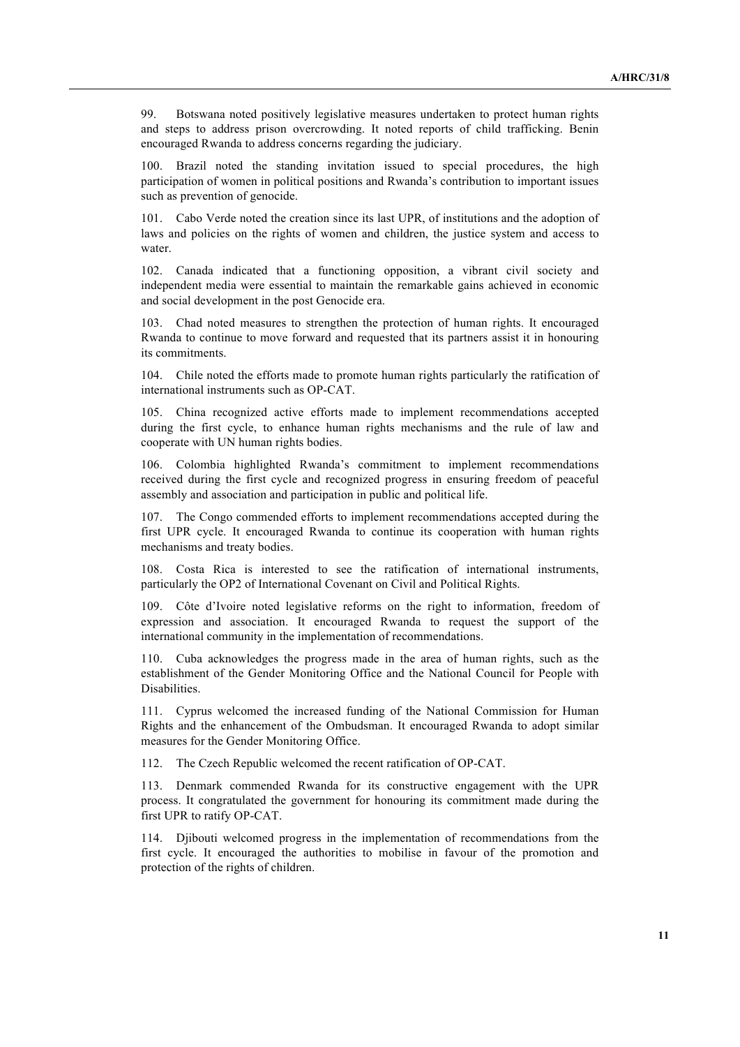99. Botswana noted positively legislative measures undertaken to protect human rights and steps to address prison overcrowding. It noted reports of child trafficking. Benin encouraged Rwanda to address concerns regarding the judiciary.

100. Brazil noted the standing invitation issued to special procedures, the high participation of women in political positions and Rwanda's contribution to important issues such as prevention of genocide.

101. Cabo Verde noted the creation since its last UPR, of institutions and the adoption of laws and policies on the rights of women and children, the justice system and access to water.

102. Canada indicated that a functioning opposition, a vibrant civil society and independent media were essential to maintain the remarkable gains achieved in economic and social development in the post Genocide era.

103. Chad noted measures to strengthen the protection of human rights. It encouraged Rwanda to continue to move forward and requested that its partners assist it in honouring its commitments.

104. Chile noted the efforts made to promote human rights particularly the ratification of international instruments such as OP-CAT.

105. China recognized active efforts made to implement recommendations accepted during the first cycle, to enhance human rights mechanisms and the rule of law and cooperate with UN human rights bodies.

106. Colombia highlighted Rwanda's commitment to implement recommendations received during the first cycle and recognized progress in ensuring freedom of peaceful assembly and association and participation in public and political life.

107. The Congo commended efforts to implement recommendations accepted during the first UPR cycle. It encouraged Rwanda to continue its cooperation with human rights mechanisms and treaty bodies.

108. Costa Rica is interested to see the ratification of international instruments, particularly the OP2 of International Covenant on Civil and Political Rights.

109. Côte d'Ivoire noted legislative reforms on the right to information, freedom of expression and association. It encouraged Rwanda to request the support of the international community in the implementation of recommendations.

110. Cuba acknowledges the progress made in the area of human rights, such as the establishment of the Gender Monitoring Office and the National Council for People with Disabilities.

111. Cyprus welcomed the increased funding of the National Commission for Human Rights and the enhancement of the Ombudsman. It encouraged Rwanda to adopt similar measures for the Gender Monitoring Office.

112. The Czech Republic welcomed the recent ratification of OP-CAT.

113. Denmark commended Rwanda for its constructive engagement with the UPR process. It congratulated the government for honouring its commitment made during the first UPR to ratify OP-CAT.

114. Djibouti welcomed progress in the implementation of recommendations from the first cycle. It encouraged the authorities to mobilise in favour of the promotion and protection of the rights of children.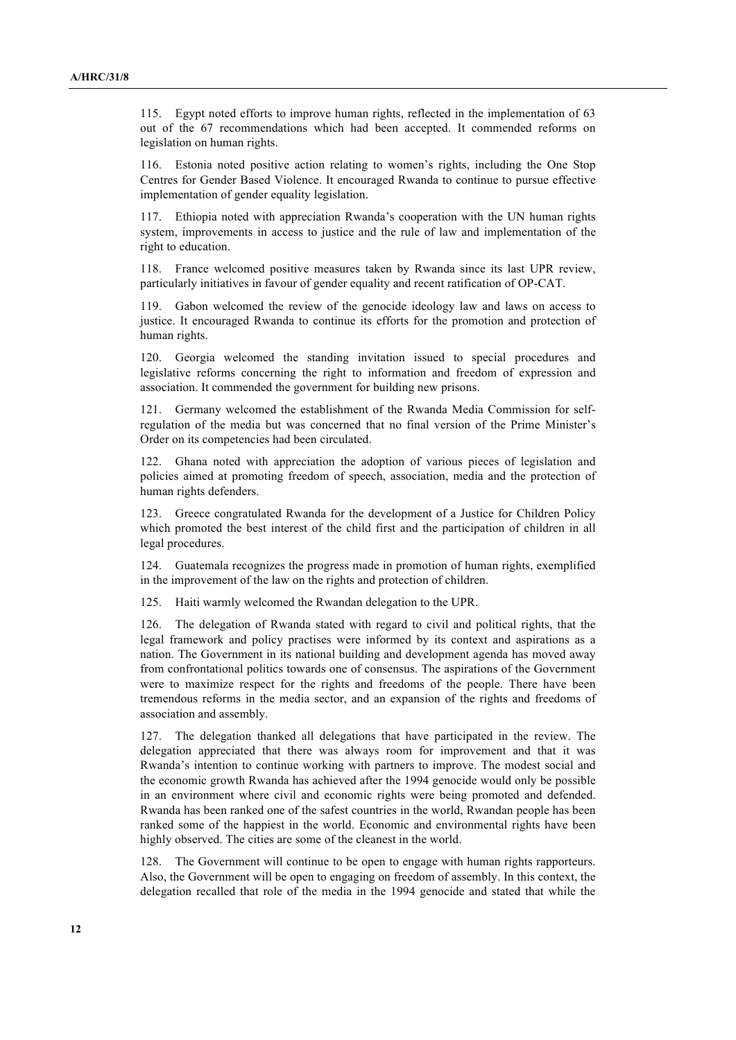115. Egypt noted efforts to improve human rights, reflected in the implementation of 63 out of the 67 recommendations which had been accepted. It commended reforms on legislation on human rights.

116. Estonia noted positive action relating to women's rights, including the One Stop Centres for Gender Based Violence. It encouraged Rwanda to continue to pursue effective implementation of gender equality legislation.

117. Ethiopia noted with appreciation Rwanda's cooperation with the UN human rights system, improvements in access to justice and the rule of law and implementation of the right to education.

118. France welcomed positive measures taken by Rwanda since its last UPR review, particularly initiatives in favour of gender equality and recent ratification of OP-CAT.

119. Gabon welcomed the review of the genocide ideology law and laws on access to justice. It encouraged Rwanda to continue its efforts for the promotion and protection of human rights.

120. Georgia welcomed the standing invitation issued to special procedures and legislative reforms concerning the right to information and freedom of expression and association. It commended the government for building new prisons.

121. Germany welcomed the establishment of the Rwanda Media Commission for self-regulation of the media but was concerned that no final version of the Prime Minister's Order on its competencies had been circulated.

122. Ghana noted with appreciation the adoption of various pieces of legislation and policies aimed at promoting freedom of speech, association, media and the protection of human rights defenders.

123. Greece congratulated Rwanda for the development of a Justice for Children Policy which promoted the best interest of the child first and the participation of children in all legal procedures.

124. Guatemala recognizes the progress made in promotion of human rights, exemplified in the improvement of the law on the rights and protection of children.

125. Haiti warmly welcomed the Rwandan delegation to the UPR.

126. The delegation of Rwanda stated with regard to civil and political rights, that the legal framework and policy practises were informed by its context and aspirations as a nation. The Government in its national building and development agenda has moved away from confrontational politics towards one of consensus. The aspirations of the Government were to maximize respect for the rights and freedoms of the people. There have been tremendous reforms in the media sector, and an expansion of the rights and freedoms of association and assembly.

127. The delegation thanked all delegations that have participated in the review. The delegation appreciated that there was always room for improvement and that it was Rwanda's intention to continue working with partners to improve. The modest social and the economic growth Rwanda has achieved after the 1994 genocide would only be possible in an environment where civil and economic rights were being promoted and defended. Rwanda has been ranked one of the safest countries in the world, Rwandan people has been ranked some of the happiest in the world. Economic and environmental rights have been highly observed. The cities are some of the cleanest in the world.

128. The Government will continue to be open to engage with human rights rapporteurs. Also, the Government will be open to engaging on freedom of assembly. In this context, the delegation recalled that role of the media in the 1994 genocide and stated that while the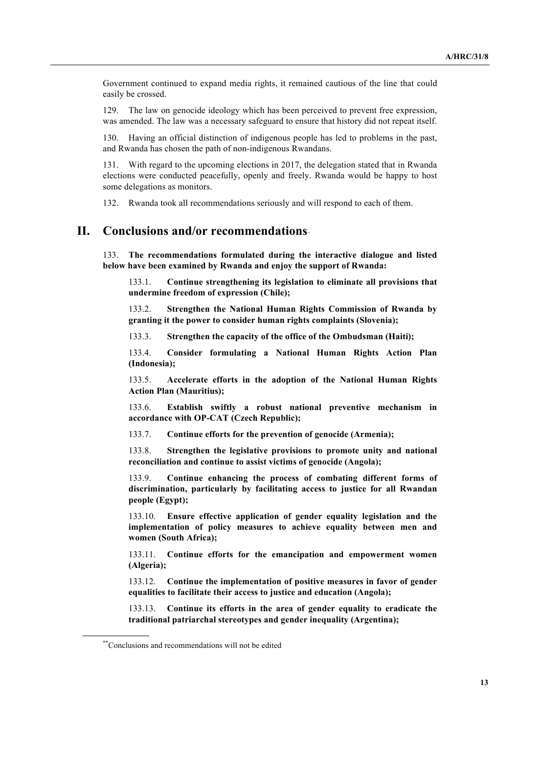Government continued to expand media rights, it remained cautious of the line that could easily be crossed.

129. The law on genocide ideology which has been perceived to prevent free expression, was amended. The law was a necessary safeguard to ensure that history did not repeat itself.

130. Having an official distinction of indigenous people has led to problems in the past, and Rwanda has chosen the path of non-indigenous Rwandans.

131. With regard to the upcoming elections in 2017, the delegation stated that in Rwanda elections were conducted peacefully, openly and freely. Rwanda would be happy to host some delegations as monitors.

132. Rwanda took all recommendations seriously and will respond to each of them.

## II. Conclusions and/or recommendations[**]

133. **The recommendations formulated during the interactive dialogue and listed below have been examined by Rwanda and enjoy the support of Rwanda:**

133.1. **Continue strengthening its legislation to eliminate all provisions that undermine freedom of expression (Chile);**

133.2. **Strengthen the National Human Rights Commission of Rwanda by granting it the power to consider human rights complaints (Slovenia);**

133.3. **Strengthen the capacity of the office of the Ombudsman (Haiti);**

133.4. **Consider formulating a National Human Rights Action Plan (Indonesia);**

133.5. **Accelerate efforts in the adoption of the National Human Rights Action Plan (Mauritius);**

133.6. **Establish swiftly a robust national preventive mechanism in accordance with OP-CAT (Czech Republic);**

133.7. **Continue efforts for the prevention of genocide (Armenia);**

133.8. **Strengthen the legislative provisions to promote unity and national reconciliation and continue to assist victims of genocide (Angola);**

133.9. **Continue enhancing the process of combating different forms of discrimination, particularly by facilitating access to justice for all Rwandan people (Egypt);**

133.10. **Ensure effective application of gender equality legislation and the implementation of policy measures to achieve equality between men and women (South Africa);**

133.11. **Continue efforts for the emancipation and empowerment women (Algeria);**

133.12. **Continue the implementation of positive measures in favor of gender equalities to facilitate their access to justice and education (Angola);**

133.13. **Continue its efforts in the area of gender equality to eradicate the traditional patriarchal stereotypes and gender inequality (Argentina);**

---

[**] Conclusions and recommendations will not be edited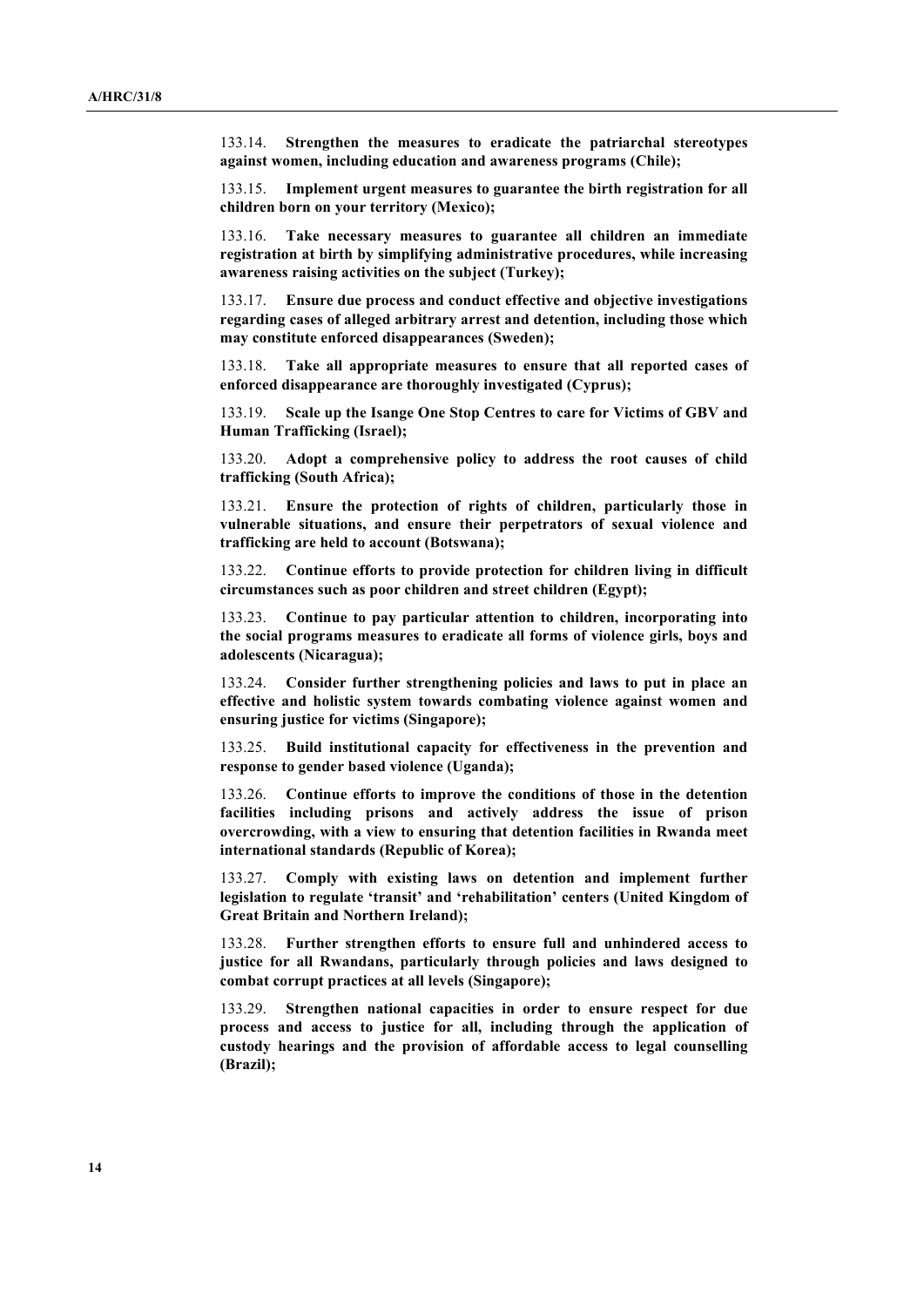133.14. **Strengthen the measures to eradicate the patriarchal stereotypes against women, including education and awareness programs (Chile);**

133.15. **Implement urgent measures to guarantee the birth registration for all children born on your territory (Mexico);**

133.16. **Take necessary measures to guarantee all children an immediate registration at birth by simplifying administrative procedures, while increasing awareness raising activities on the subject (Turkey);**

133.17. **Ensure due process and conduct effective and objective investigations regarding cases of alleged arbitrary arrest and detention, including those which may constitute enforced disappearances (Sweden);**

133.18. **Take all appropriate measures to ensure that all reported cases of enforced disappearance are thoroughly investigated (Cyprus);**

133.19. **Scale up the Isange One Stop Centres to care for Victims of GBV and Human Trafficking (Israel);**

133.20. **Adopt a comprehensive policy to address the root causes of child trafficking (South Africa);**

133.21. **Ensure the protection of rights of children, particularly those in vulnerable situations, and ensure their perpetrators of sexual violence and trafficking are held to account (Botswana);**

133.22. **Continue efforts to provide protection for children living in difficult circumstances such as poor children and street children (Egypt);**

133.23. **Continue to pay particular attention to children, incorporating into the social programs measures to eradicate all forms of violence girls, boys and adolescents (Nicaragua);**

133.24. **Consider further strengthening policies and laws to put in place an effective and holistic system towards combating violence against women and ensuring justice for victims (Singapore);**

133.25. **Build institutional capacity for effectiveness in the prevention and response to gender based violence (Uganda);**

133.26. **Continue efforts to improve the conditions of those in the detention facilities including prisons and actively address the issue of prison overcrowding, with a view to ensuring that detention facilities in Rwanda meet international standards (Republic of Korea);**

133.27. **Comply with existing laws on detention and implement further legislation to regulate 'transit' and 'rehabilitation' centers (United Kingdom of Great Britain and Northern Ireland);**

133.28. **Further strengthen efforts to ensure full and unhindered access to justice for all Rwandans, particularly through policies and laws designed to combat corrupt practices at all levels (Singapore);**

133.29. **Strengthen national capacities in order to ensure respect for due process and access to justice for all, including through the application of custody hearings and the provision of affordable access to legal counselling (Brazil);**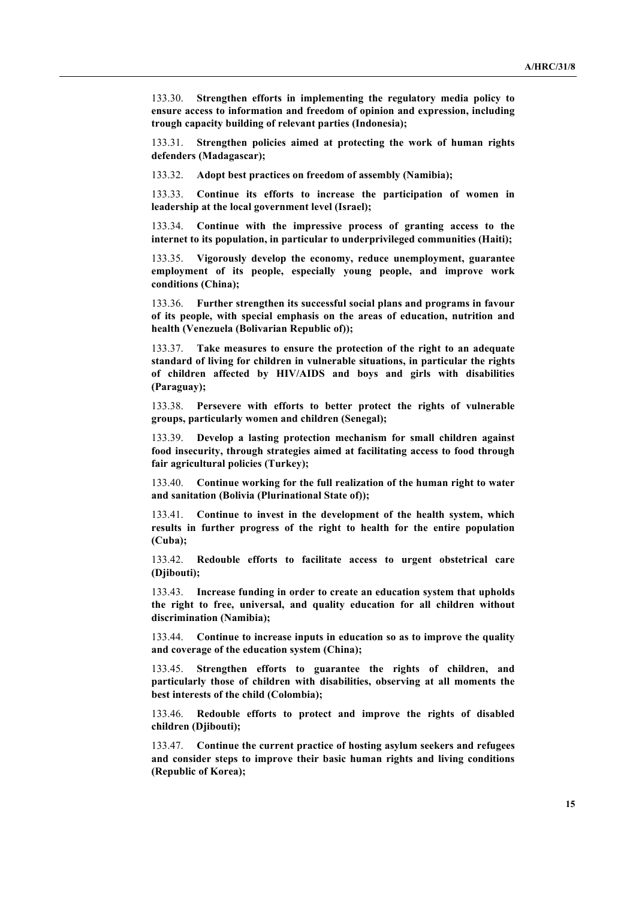133.30. **Strengthen efforts in implementing the regulatory media policy to ensure access to information and freedom of opinion and expression, including trough capacity building of relevant parties (Indonesia);**

133.31. **Strengthen policies aimed at protecting the work of human rights defenders (Madagascar);**

133.32. **Adopt best practices on freedom of assembly (Namibia);**

133.33. **Continue its efforts to increase the participation of women in leadership at the local government level (Israel);**

133.34. **Continue with the impressive process of granting access to the internet to its population, in particular to underprivileged communities (Haiti);**

133.35. **Vigorously develop the economy, reduce unemployment, guarantee employment of its people, especially young people, and improve work conditions (China);**

133.36. **Further strengthen its successful social plans and programs in favour of its people, with special emphasis on the areas of education, nutrition and health (Venezuela (Bolivarian Republic of));**

133.37. **Take measures to ensure the protection of the right to an adequate standard of living for children in vulnerable situations, in particular the rights of children affected by HIV/AIDS and boys and girls with disabilities (Paraguay);**

133.38. **Persevere with efforts to better protect the rights of vulnerable groups, particularly women and children (Senegal);**

133.39. **Develop a lasting protection mechanism for small children against food insecurity, through strategies aimed at facilitating access to food through fair agricultural policies (Turkey);**

133.40. **Continue working for the full realization of the human right to water and sanitation (Bolivia (Plurinational State of));**

133.41. **Continue to invest in the development of the health system, which results in further progress of the right to health for the entire population (Cuba);**

133.42. **Redouble efforts to facilitate access to urgent obstetrical care (Djibouti);**

133.43. **Increase funding in order to create an education system that upholds the right to free, universal, and quality education for all children without discrimination (Namibia);**

133.44. **Continue to increase inputs in education so as to improve the quality and coverage of the education system (China);**

133.45. **Strengthen efforts to guarantee the rights of children, and particularly those of children with disabilities, observing at all moments the best interests of the child (Colombia);**

133.46. **Redouble efforts to protect and improve the rights of disabled children (Djibouti);**

133.47. **Continue the current practice of hosting asylum seekers and refugees and consider steps to improve their basic human rights and living conditions (Republic of Korea);**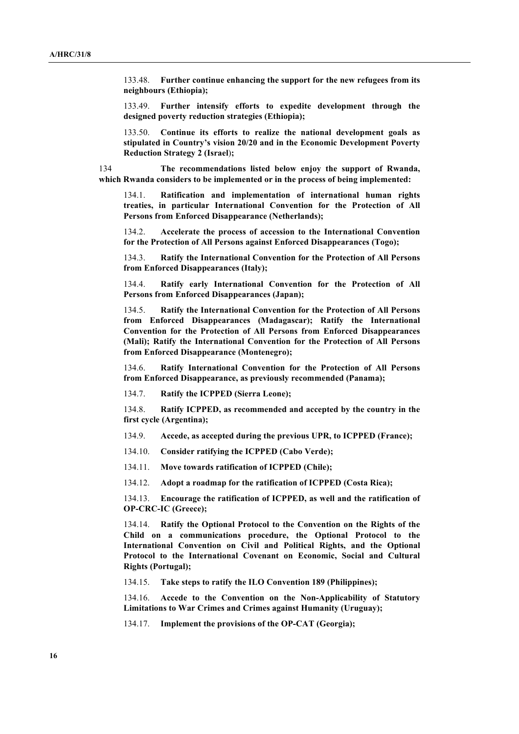133.48. **Further continue enhancing the support for the new refugees from its neighbours (Ethiopia);**

133.49. **Further intensify efforts to expedite development through the designed poverty reduction strategies (Ethiopia);**

133.50. **Continue its efforts to realize the national development goals as stipulated in Country's vision 20/20 and in the Economic Development Poverty Reduction Strategy 2 (Israel);**

134 **The recommendations listed below enjoy the support of Rwanda, which Rwanda considers to be implemented or in the process of being implemented:**

134.1. **Ratification and implementation of international human rights treaties, in particular International Convention for the Protection of All Persons from Enforced Disappearance (Netherlands);**

134.2. **Accelerate the process of accession to the International Convention for the Protection of All Persons against Enforced Disappearances (Togo);**

134.3. **Ratify the International Convention for the Protection of All Persons from Enforced Disappearances (Italy);**

134.4. **Ratify early International Convention for the Protection of All Persons from Enforced Disappearances (Japan);**

134.5. **Ratify the International Convention for the Protection of All Persons from Enforced Disappearances (Madagascar); Ratify the International Convention for the Protection of All Persons from Enforced Disappearances (Mali); Ratify the International Convention for the Protection of All Persons from Enforced Disappearance (Montenegro);**

134.6. **Ratify International Convention for the Protection of All Persons from Enforced Disappearance, as previously recommended (Panama);**

134.7. **Ratify the ICPPED (Sierra Leone);**

134.8. **Ratify ICPPED, as recommended and accepted by the country in the first cycle (Argentina);**

134.9. **Accede, as accepted during the previous UPR, to ICPPED (France);**

134.10. **Consider ratifying the ICPPED (Cabo Verde);**

134.11. **Move towards ratification of ICPPED (Chile);**

134.12. **Adopt a roadmap for the ratification of ICPPED (Costa Rica);**

134.13. **Encourage the ratification of ICPPED, as well and the ratification of OP-CRC-IC (Greece);**

134.14. **Ratify the Optional Protocol to the Convention on the Rights of the Child on a communications procedure, the Optional Protocol to the International Convention on Civil and Political Rights, and the Optional Protocol to the International Covenant on Economic, Social and Cultural Rights (Portugal);**

134.15. **Take steps to ratify the ILO Convention 189 (Philippines);**

134.16. **Accede to the Convention on the Non-Applicability of Statutory Limitations to War Crimes and Crimes against Humanity (Uruguay);**

134.17. **Implement the provisions of the OP-CAT (Georgia);**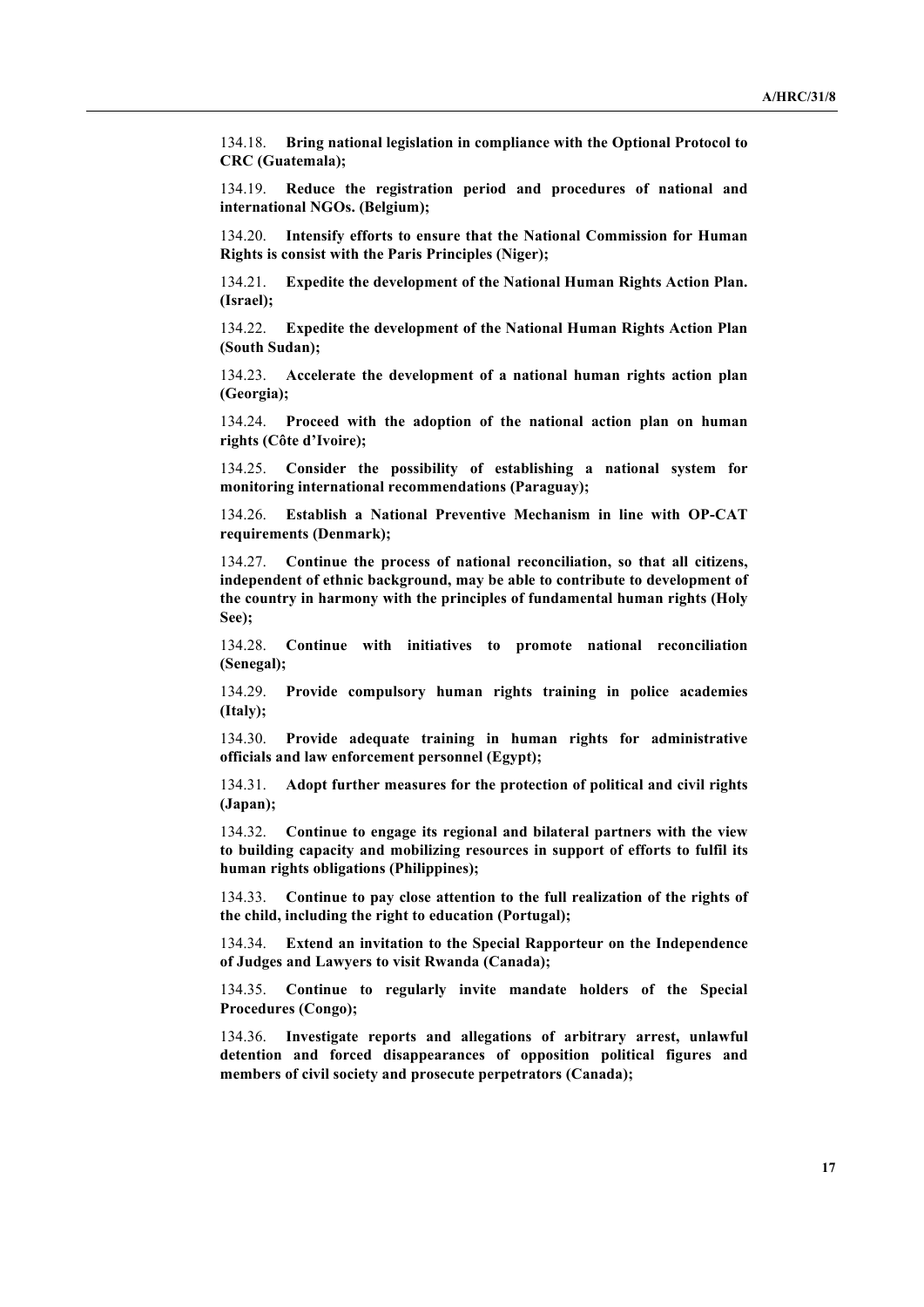134.18. **Bring national legislation in compliance with the Optional Protocol to CRC (Guatemala);**

134.19. **Reduce the registration period and procedures of national and international NGOs. (Belgium);**

134.20. **Intensify efforts to ensure that the National Commission for Human Rights is consist with the Paris Principles (Niger);**

134.21. **Expedite the development of the National Human Rights Action Plan. (Israel);**

134.22. **Expedite the development of the National Human Rights Action Plan (South Sudan);**

134.23. **Accelerate the development of a national human rights action plan (Georgia);**

134.24. **Proceed with the adoption of the national action plan on human rights (Côte d'Ivoire);**

134.25. **Consider the possibility of establishing a national system for monitoring international recommendations (Paraguay);**

134.26. **Establish a National Preventive Mechanism in line with OP-CAT requirements (Denmark);**

134.27. **Continue the process of national reconciliation, so that all citizens, independent of ethnic background, may be able to contribute to development of the country in harmony with the principles of fundamental human rights (Holy See);**

134.28. **Continue with initiatives to promote national reconciliation (Senegal);**

134.29. **Provide compulsory human rights training in police academies (Italy);**

134.30. **Provide adequate training in human rights for administrative officials and law enforcement personnel (Egypt);**

134.31. **Adopt further measures for the protection of political and civil rights (Japan);**

134.32. **Continue to engage its regional and bilateral partners with the view to building capacity and mobilizing resources in support of efforts to fulfil its human rights obligations (Philippines);**

134.33. **Continue to pay close attention to the full realization of the rights of the child, including the right to education (Portugal);**

134.34. **Extend an invitation to the Special Rapporteur on the Independence of Judges and Lawyers to visit Rwanda (Canada);**

134.35. **Continue to regularly invite mandate holders of the Special Procedures (Congo);**

134.36. **Investigate reports and allegations of arbitrary arrest, unlawful detention and forced disappearances of opposition political figures and members of civil society and prosecute perpetrators (Canada);**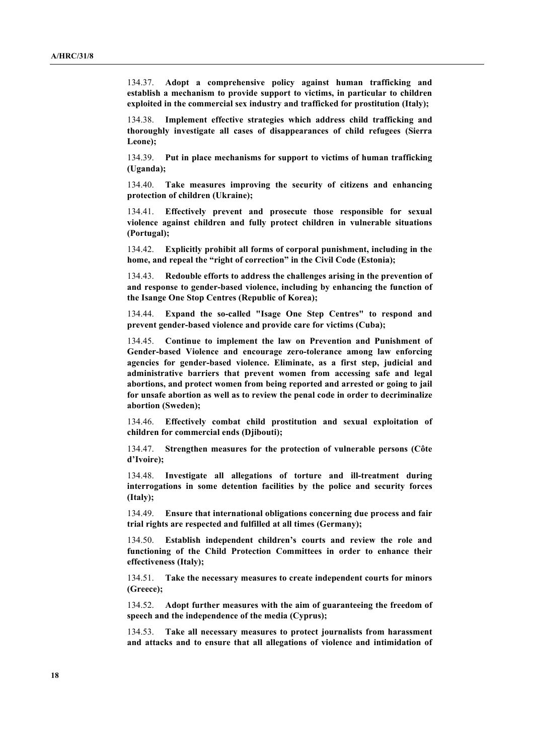134.37. **Adopt a comprehensive policy against human trafficking and establish a mechanism to provide support to victims, in particular to children exploited in the commercial sex industry and trafficked for prostitution (Italy);**

134.38. **Implement effective strategies which address child trafficking and thoroughly investigate all cases of disappearances of child refugees (Sierra Leone);**

134.39. **Put in place mechanisms for support to victims of human trafficking (Uganda);**

134.40. **Take measures improving the security of citizens and enhancing protection of children (Ukraine);**

134.41. **Effectively prevent and prosecute those responsible for sexual violence against children and fully protect children in vulnerable situations (Portugal);**

134.42. **Explicitly prohibit all forms of corporal punishment, including in the home, and repeal the "right of correction" in the Civil Code (Estonia);**

134.43. **Redouble efforts to address the challenges arising in the prevention of and response to gender-based violence, including by enhancing the function of the Isange One Stop Centres (Republic of Korea);**

134.44. **Expand the so-called "Isage One Step Centres" to respond and prevent gender-based violence and provide care for victims (Cuba);**

134.45. **Continue to implement the law on Prevention and Punishment of Gender-based Violence and encourage zero-tolerance among law enforcing agencies for gender-based violence. Eliminate, as a first step, judicial and administrative barriers that prevent women from accessing safe and legal abortions, and protect women from being reported and arrested or going to jail for unsafe abortion as well as to review the penal code in order to decriminalize abortion (Sweden);**

134.46. **Effectively combat child prostitution and sexual exploitation of children for commercial ends (Djibouti);**

134.47. **Strengthen measures for the protection of vulnerable persons (Côte d'Ivoire);**

134.48. **Investigate all allegations of torture and ill-treatment during interrogations in some detention facilities by the police and security forces (Italy);**

134.49. **Ensure that international obligations concerning due process and fair trial rights are respected and fulfilled at all times (Germany);**

134.50. **Establish independent children's courts and review the role and functioning of the Child Protection Committees in order to enhance their effectiveness (Italy);**

134.51. **Take the necessary measures to create independent courts for minors (Greece);**

134.52. **Adopt further measures with the aim of guaranteeing the freedom of speech and the independence of the media (Cyprus);**

134.53. **Take all necessary measures to protect journalists from harassment and attacks and to ensure that all allegations of violence and intimidation of**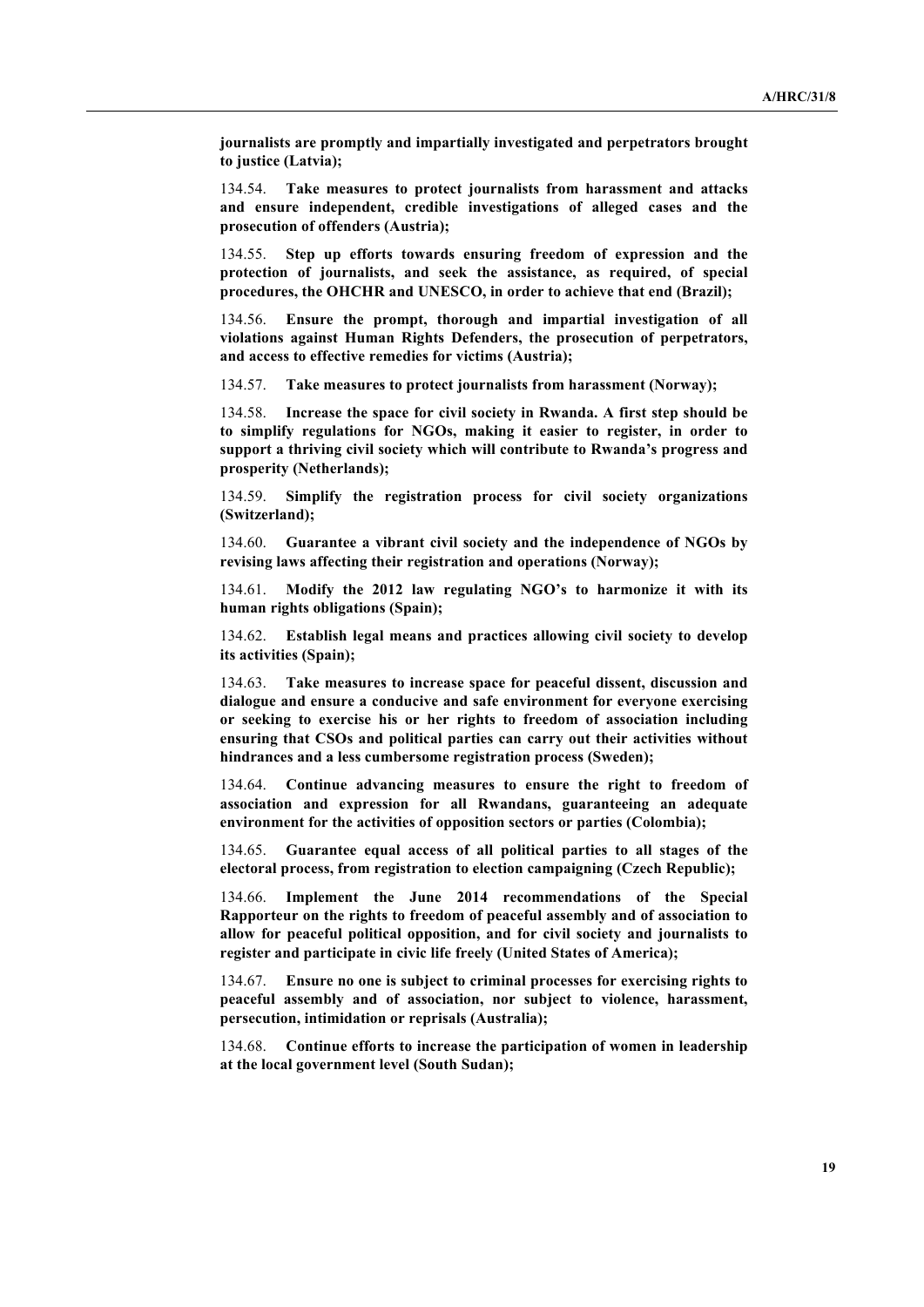**journalists are promptly and impartially investigated and perpetrators brought to justice (Latvia);**

134.54. **Take measures to protect journalists from harassment and attacks and ensure independent, credible investigations of alleged cases and the prosecution of offenders (Austria);**

134.55. **Step up efforts towards ensuring freedom of expression and the protection of journalists, and seek the assistance, as required, of special procedures, the OHCHR and UNESCO, in order to achieve that end (Brazil);**

134.56. **Ensure the prompt, thorough and impartial investigation of all violations against Human Rights Defenders, the prosecution of perpetrators, and access to effective remedies for victims (Austria);**

134.57. **Take measures to protect journalists from harassment (Norway);**

134.58. **Increase the space for civil society in Rwanda. A first step should be to simplify regulations for NGOs, making it easier to register, in order to support a thriving civil society which will contribute to Rwanda's progress and prosperity (Netherlands);**

134.59. **Simplify the registration process for civil society organizations (Switzerland);**

134.60. **Guarantee a vibrant civil society and the independence of NGOs by revising laws affecting their registration and operations (Norway);**

134.61. **Modify the 2012 law regulating NGO's to harmonize it with its human rights obligations (Spain);**

134.62. **Establish legal means and practices allowing civil society to develop its activities (Spain);**

134.63. **Take measures to increase space for peaceful dissent, discussion and dialogue and ensure a conducive and safe environment for everyone exercising or seeking to exercise his or her rights to freedom of association including ensuring that CSOs and political parties can carry out their activities without hindrances and a less cumbersome registration process (Sweden);**

134.64. **Continue advancing measures to ensure the right to freedom of association and expression for all Rwandans, guaranteeing an adequate environment for the activities of opposition sectors or parties (Colombia);**

134.65. **Guarantee equal access of all political parties to all stages of the electoral process, from registration to election campaigning (Czech Republic);**

134.66. **Implement the June 2014 recommendations of the Special Rapporteur on the rights to freedom of peaceful assembly and of association to allow for peaceful political opposition, and for civil society and journalists to register and participate in civic life freely (United States of America);**

134.67. **Ensure no one is subject to criminal processes for exercising rights to peaceful assembly and of association, nor subject to violence, harassment, persecution, intimidation or reprisals (Australia);**

134.68. **Continue efforts to increase the participation of women in leadership at the local government level (South Sudan);**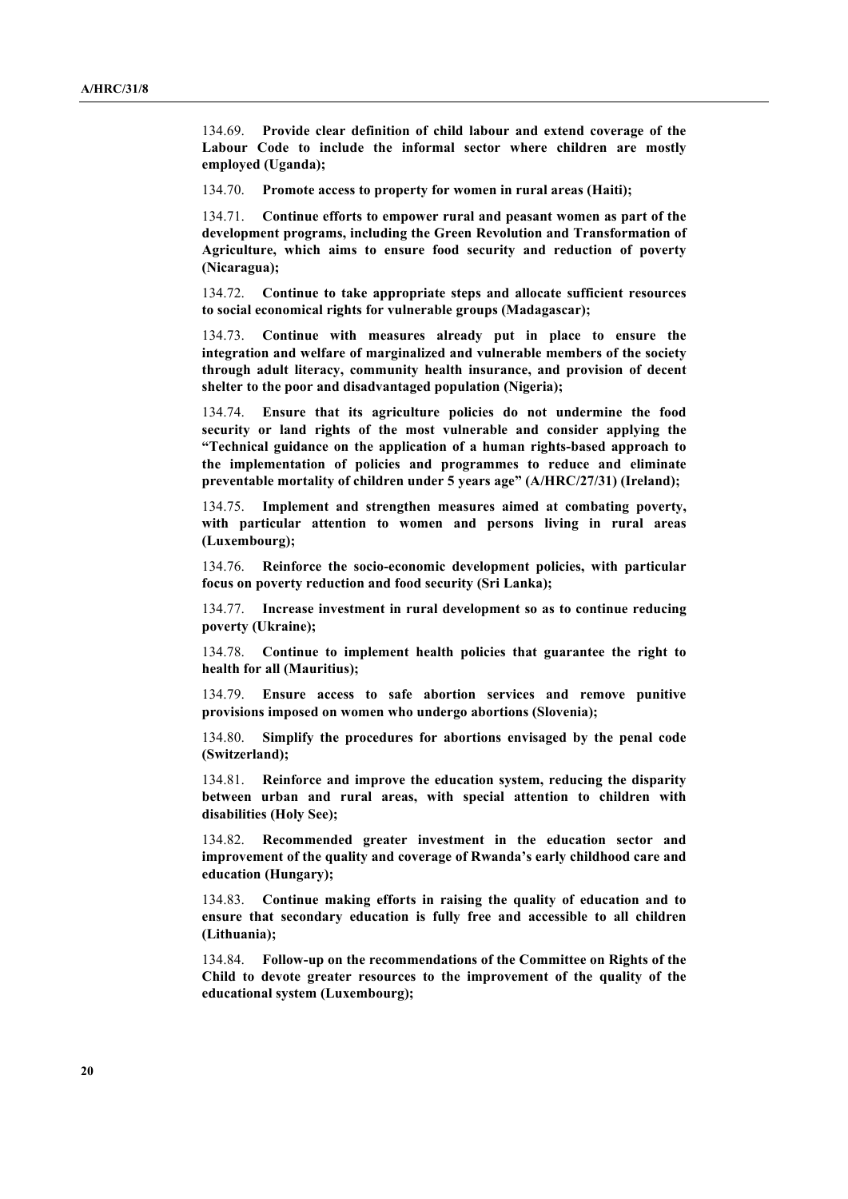134.69. **Provide clear definition of child labour and extend coverage of the Labour Code to include the informal sector where children are mostly employed (Uganda);**

134.70. **Promote access to property for women in rural areas (Haiti);**

134.71. **Continue efforts to empower rural and peasant women as part of the development programs, including the Green Revolution and Transformation of Agriculture, which aims to ensure food security and reduction of poverty (Nicaragua);**

134.72. **Continue to take appropriate steps and allocate sufficient resources to social economical rights for vulnerable groups (Madagascar);**

134.73. **Continue with measures already put in place to ensure the integration and welfare of marginalized and vulnerable members of the society through adult literacy, community health insurance, and provision of decent shelter to the poor and disadvantaged population (Nigeria);**

134.74. **Ensure that its agriculture policies do not undermine the food security or land rights of the most vulnerable and consider applying the "Technical guidance on the application of a human rights-based approach to the implementation of policies and programmes to reduce and eliminate preventable mortality of children under 5 years age" (A/HRC/27/31) (Ireland);**

134.75. **Implement and strengthen measures aimed at combating poverty, with particular attention to women and persons living in rural areas (Luxembourg);**

134.76. **Reinforce the socio-economic development policies, with particular focus on poverty reduction and food security (Sri Lanka);**

134.77. **Increase investment in rural development so as to continue reducing poverty (Ukraine);**

134.78. **Continue to implement health policies that guarantee the right to health for all (Mauritius);**

134.79. **Ensure access to safe abortion services and remove punitive provisions imposed on women who undergo abortions (Slovenia);**

134.80. **Simplify the procedures for abortions envisaged by the penal code (Switzerland);**

134.81. **Reinforce and improve the education system, reducing the disparity between urban and rural areas, with special attention to children with disabilities (Holy See);**

134.82. **Recommended greater investment in the education sector and improvement of the quality and coverage of Rwanda's early childhood care and education (Hungary);**

134.83. **Continue making efforts in raising the quality of education and to ensure that secondary education is fully free and accessible to all children (Lithuania);**

134.84. **Follow-up on the recommendations of the Committee on Rights of the Child to devote greater resources to the improvement of the quality of the educational system (Luxembourg);**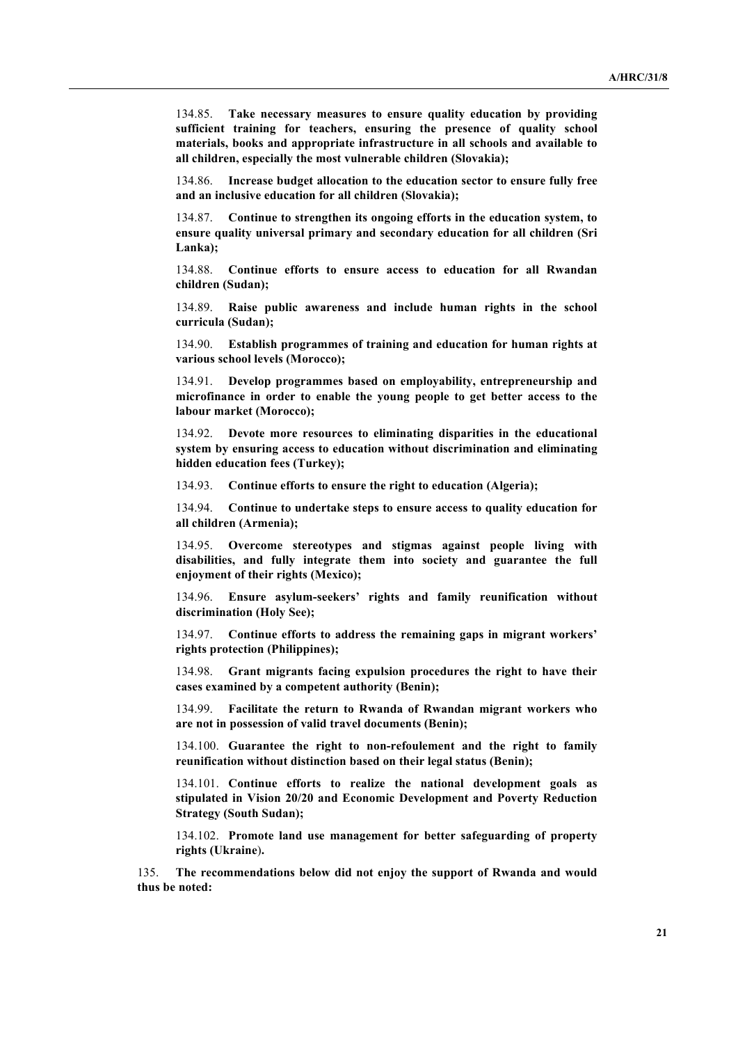134.85. **Take necessary measures to ensure quality education by providing sufficient training for teachers, ensuring the presence of quality school materials, books and appropriate infrastructure in all schools and available to all children, especially the most vulnerable children (Slovakia);**

134.86. **Increase budget allocation to the education sector to ensure fully free and an inclusive education for all children (Slovakia);**

134.87. **Continue to strengthen its ongoing efforts in the education system, to ensure quality universal primary and secondary education for all children (Sri Lanka);**

134.88. **Continue efforts to ensure access to education for all Rwandan children (Sudan);**

134.89. **Raise public awareness and include human rights in the school curricula (Sudan);**

134.90. **Establish programmes of training and education for human rights at various school levels (Morocco);**

134.91. **Develop programmes based on employability, entrepreneurship and microfinance in order to enable the young people to get better access to the labour market (Morocco);**

134.92. **Devote more resources to eliminating disparities in the educational system by ensuring access to education without discrimination and eliminating hidden education fees (Turkey);**

134.93. **Continue efforts to ensure the right to education (Algeria);**

134.94. **Continue to undertake steps to ensure access to quality education for all children (Armenia);**

134.95. **Overcome stereotypes and stigmas against people living with disabilities, and fully integrate them into society and guarantee the full enjoyment of their rights (Mexico);**

134.96. **Ensure asylum-seekers' rights and family reunification without discrimination (Holy See);**

134.97. **Continue efforts to address the remaining gaps in migrant workers' rights protection (Philippines);**

134.98. **Grant migrants facing expulsion procedures the right to have their cases examined by a competent authority (Benin);**

134.99. **Facilitate the return to Rwanda of Rwandan migrant workers who are not in possession of valid travel documents (Benin);**

134.100. **Guarantee the right to non-refoulement and the right to family reunification without distinction based on their legal status (Benin);**

134.101. **Continue efforts to realize the national development goals as stipulated in Vision 20/20 and Economic Development and Poverty Reduction Strategy (South Sudan);**

134.102. **Promote land use management for better safeguarding of property rights (Ukraine).**

135. **The recommendations below did not enjoy the support of Rwanda and would thus be noted:**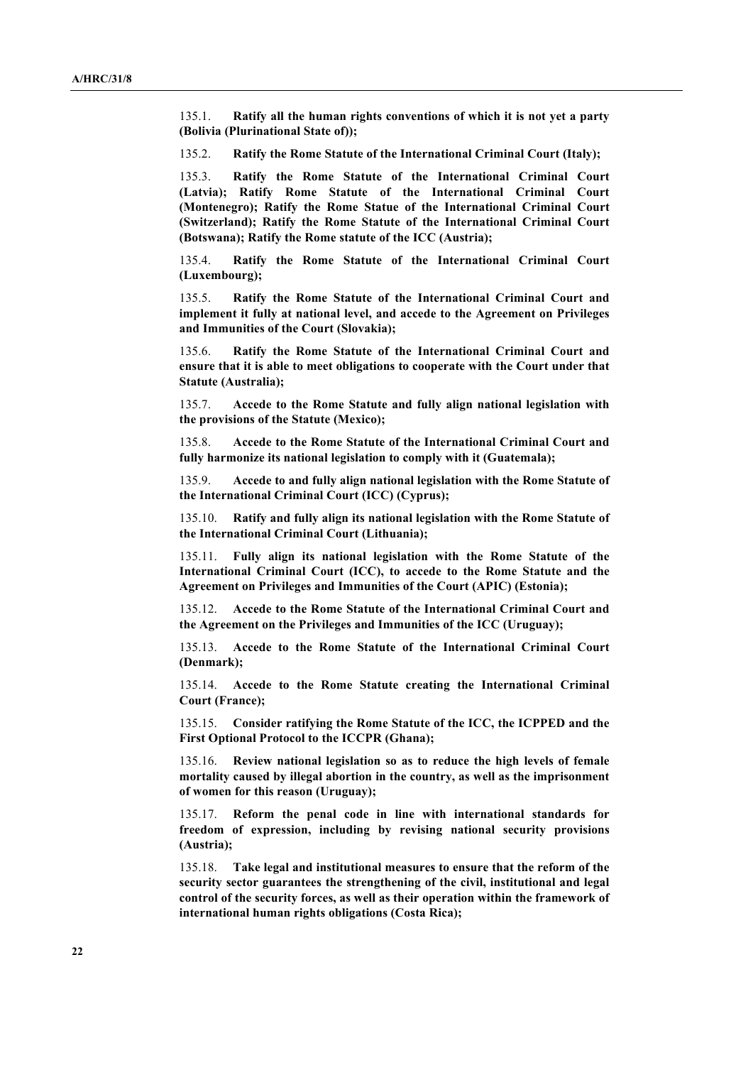135.1. **Ratify all the human rights conventions of which it is not yet a party (Bolivia (Plurinational State of));**

135.2. **Ratify the Rome Statute of the International Criminal Court (Italy);**

135.3. **Ratify the Rome Statute of the International Criminal Court (Latvia); Ratify Rome Statute of the International Criminal Court (Montenegro); Ratify the Rome Statue of the International Criminal Court (Switzerland); Ratify the Rome Statute of the International Criminal Court (Botswana); Ratify the Rome statute of the ICC (Austria);**

135.4. **Ratify the Rome Statute of the International Criminal Court (Luxembourg);**

135.5. **Ratify the Rome Statute of the International Criminal Court and implement it fully at national level, and accede to the Agreement on Privileges and Immunities of the Court (Slovakia);**

135.6. **Ratify the Rome Statute of the International Criminal Court and ensure that it is able to meet obligations to cooperate with the Court under that Statute (Australia);**

135.7. **Accede to the Rome Statute and fully align national legislation with the provisions of the Statute (Mexico);**

135.8. **Accede to the Rome Statute of the International Criminal Court and fully harmonize its national legislation to comply with it (Guatemala);**

135.9. **Accede to and fully align national legislation with the Rome Statute of the International Criminal Court (ICC) (Cyprus);**

135.10. **Ratify and fully align its national legislation with the Rome Statute of the International Criminal Court (Lithuania);**

135.11. **Fully align its national legislation with the Rome Statute of the International Criminal Court (ICC), to accede to the Rome Statute and the Agreement on Privileges and Immunities of the Court (APIC) (Estonia);**

135.12. **Accede to the Rome Statute of the International Criminal Court and the Agreement on the Privileges and Immunities of the ICC (Uruguay);**

135.13. **Accede to the Rome Statute of the International Criminal Court (Denmark);**

135.14. **Accede to the Rome Statute creating the International Criminal Court (France);**

135.15. **Consider ratifying the Rome Statute of the ICC, the ICPPED and the First Optional Protocol to the ICCPR (Ghana);**

135.16. **Review national legislation so as to reduce the high levels of female mortality caused by illegal abortion in the country, as well as the imprisonment of women for this reason (Uruguay);**

135.17. **Reform the penal code in line with international standards for freedom of expression, including by revising national security provisions (Austria);**

135.18. **Take legal and institutional measures to ensure that the reform of the security sector guarantees the strengthening of the civil, institutional and legal control of the security forces, as well as their operation within the framework of international human rights obligations (Costa Rica);**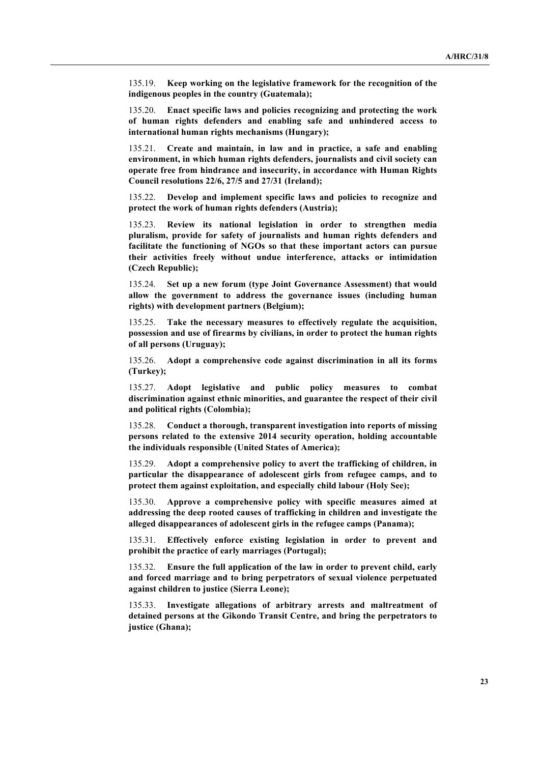135.19. **Keep working on the legislative framework for the recognition of the indigenous peoples in the country (Guatemala);**

135.20. **Enact specific laws and policies recognizing and protecting the work of human rights defenders and enabling safe and unhindered access to international human rights mechanisms (Hungary);**

135.21. **Create and maintain, in law and in practice, a safe and enabling environment, in which human rights defenders, journalists and civil society can operate free from hindrance and insecurity, in accordance with Human Rights Council resolutions 22/6, 27/5 and 27/31 (Ireland);**

135.22. **Develop and implement specific laws and policies to recognize and protect the work of human rights defenders (Austria);**

135.23. **Review its national legislation in order to strengthen media pluralism, provide for safety of journalists and human rights defenders and facilitate the functioning of NGOs so that these important actors can pursue their activities freely without undue interference, attacks or intimidation (Czech Republic);**

135.24. **Set up a new forum (type Joint Governance Assessment) that would allow the government to address the governance issues (including human rights) with development partners (Belgium);**

135.25. **Take the necessary measures to effectively regulate the acquisition, possession and use of firearms by civilians, in order to protect the human rights of all persons (Uruguay);**

135.26. **Adopt a comprehensive code against discrimination in all its forms (Turkey);**

135.27. **Adopt legislative and public policy measures to combat discrimination against ethnic minorities, and guarantee the respect of their civil and political rights (Colombia);**

135.28. **Conduct a thorough, transparent investigation into reports of missing persons related to the extensive 2014 security operation, holding accountable the individuals responsible (United States of America);**

135.29. **Adopt a comprehensive policy to avert the trafficking of children, in particular the disappearance of adolescent girls from refugee camps, and to protect them against exploitation, and especially child labour (Holy See);**

135.30. **Approve a comprehensive policy with specific measures aimed at addressing the deep rooted causes of trafficking in children and investigate the alleged disappearances of adolescent girls in the refugee camps (Panama);**

135.31. **Effectively enforce existing legislation in order to prevent and prohibit the practice of early marriages (Portugal);**

135.32. **Ensure the full application of the law in order to prevent child, early and forced marriage and to bring perpetrators of sexual violence perpetuated against children to justice (Sierra Leone);**

135.33. **Investigate allegations of arbitrary arrests and maltreatment of detained persons at the Gikondo Transit Centre, and bring the perpetrators to justice (Ghana);**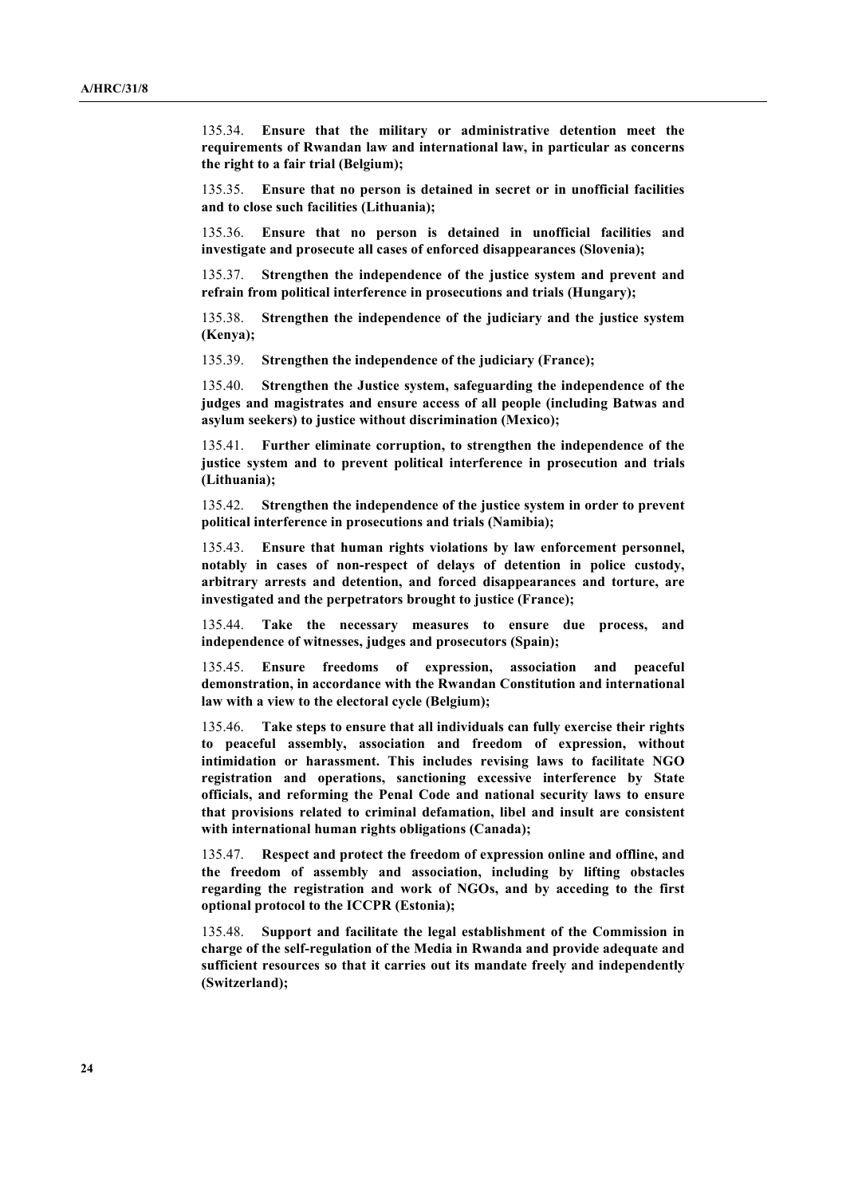135.34. **Ensure that the military or administrative detention meet the requirements of Rwandan law and international law, in particular as concerns the right to a fair trial (Belgium);**

135.35. **Ensure that no person is detained in secret or in unofficial facilities and to close such facilities (Lithuania);**

135.36. **Ensure that no person is detained in unofficial facilities and investigate and prosecute all cases of enforced disappearances (Slovenia);**

135.37. **Strengthen the independence of the justice system and prevent and refrain from political interference in prosecutions and trials (Hungary);**

135.38. **Strengthen the independence of the judiciary and the justice system (Kenya);**

135.39. **Strengthen the independence of the judiciary (France);**

135.40. **Strengthen the Justice system, safeguarding the independence of the judges and magistrates and ensure access of all people (including Batwas and asylum seekers) to justice without discrimination (Mexico);**

135.41. **Further eliminate corruption, to strengthen the independence of the justice system and to prevent political interference in prosecution and trials (Lithuania);**

135.42. **Strengthen the independence of the justice system in order to prevent political interference in prosecutions and trials (Namibia);**

135.43. **Ensure that human rights violations by law enforcement personnel, notably in cases of non-respect of delays of detention in police custody, arbitrary arrests and detention, and forced disappearances and torture, are investigated and the perpetrators brought to justice (France);**

135.44. **Take the necessary measures to ensure due process, and independence of witnesses, judges and prosecutors (Spain);**

135.45. **Ensure freedoms of expression, association and peaceful demonstration, in accordance with the Rwandan Constitution and international law with a view to the electoral cycle (Belgium);**

135.46. **Take steps to ensure that all individuals can fully exercise their rights to peaceful assembly, association and freedom of expression, without intimidation or harassment. This includes revising laws to facilitate NGO registration and operations, sanctioning excessive interference by State officials, and reforming the Penal Code and national security laws to ensure that provisions related to criminal defamation, libel and insult are consistent with international human rights obligations (Canada);**

135.47. **Respect and protect the freedom of expression online and offline, and the freedom of assembly and association, including by lifting obstacles regarding the registration and work of NGOs, and by acceding to the first optional protocol to the ICCPR (Estonia);**

135.48. **Support and facilitate the legal establishment of the Commission in charge of the self-regulation of the Media in Rwanda and provide adequate and sufficient resources so that it carries out its mandate freely and independently (Switzerland);**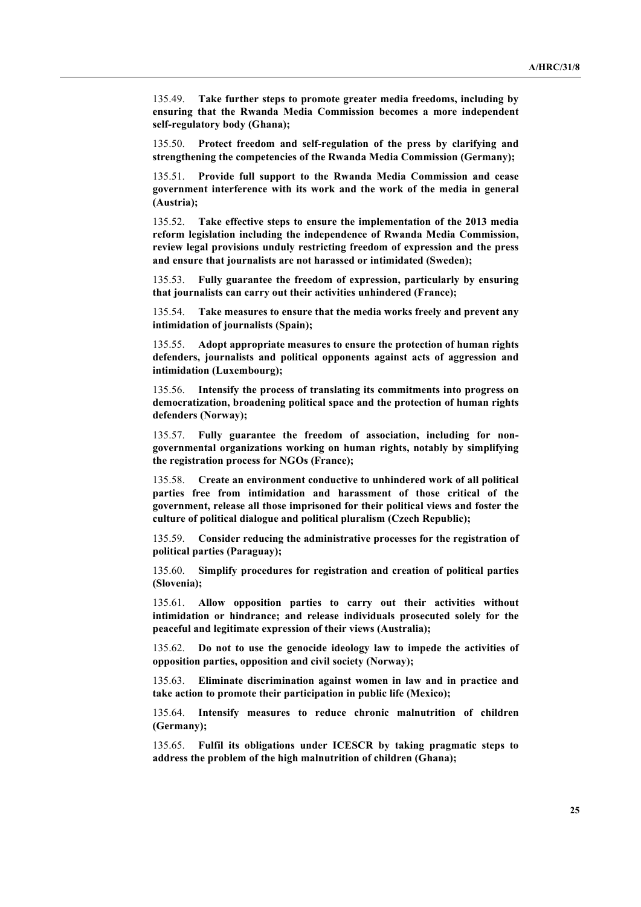135.49. **Take further steps to promote greater media freedoms, including by ensuring that the Rwanda Media Commission becomes a more independent self-regulatory body (Ghana);**

135.50. **Protect freedom and self-regulation of the press by clarifying and strengthening the competencies of the Rwanda Media Commission (Germany);**

135.51. **Provide full support to the Rwanda Media Commission and cease government interference with its work and the work of the media in general (Austria);**

135.52. **Take effective steps to ensure the implementation of the 2013 media reform legislation including the independence of Rwanda Media Commission, review legal provisions unduly restricting freedom of expression and the press and ensure that journalists are not harassed or intimidated (Sweden);**

135.53. **Fully guarantee the freedom of expression, particularly by ensuring that journalists can carry out their activities unhindered (France);**

135.54. **Take measures to ensure that the media works freely and prevent any intimidation of journalists (Spain);**

135.55. **Adopt appropriate measures to ensure the protection of human rights defenders, journalists and political opponents against acts of aggression and intimidation (Luxembourg);**

135.56. **Intensify the process of translating its commitments into progress on democratization, broadening political space and the protection of human rights defenders (Norway);**

135.57. **Fully guarantee the freedom of association, including for non-governmental organizations working on human rights, notably by simplifying the registration process for NGOs (France);**

135.58. **Create an environment conductive to unhindered work of all political parties free from intimidation and harassment of those critical of the government, release all those imprisoned for their political views and foster the culture of political dialogue and political pluralism (Czech Republic);**

135.59. **Consider reducing the administrative processes for the registration of political parties (Paraguay);**

135.60. **Simplify procedures for registration and creation of political parties (Slovenia);**

135.61. **Allow opposition parties to carry out their activities without intimidation or hindrance; and release individuals prosecuted solely for the peaceful and legitimate expression of their views (Australia);**

135.62. **Do not to use the genocide ideology law to impede the activities of opposition parties, opposition and civil society (Norway);**

135.63. **Eliminate discrimination against women in law and in practice and take action to promote their participation in public life (Mexico);**

135.64. **Intensify measures to reduce chronic malnutrition of children (Germany);**

135.65. **Fulfil its obligations under ICESCR by taking pragmatic steps to address the problem of the high malnutrition of children (Ghana);**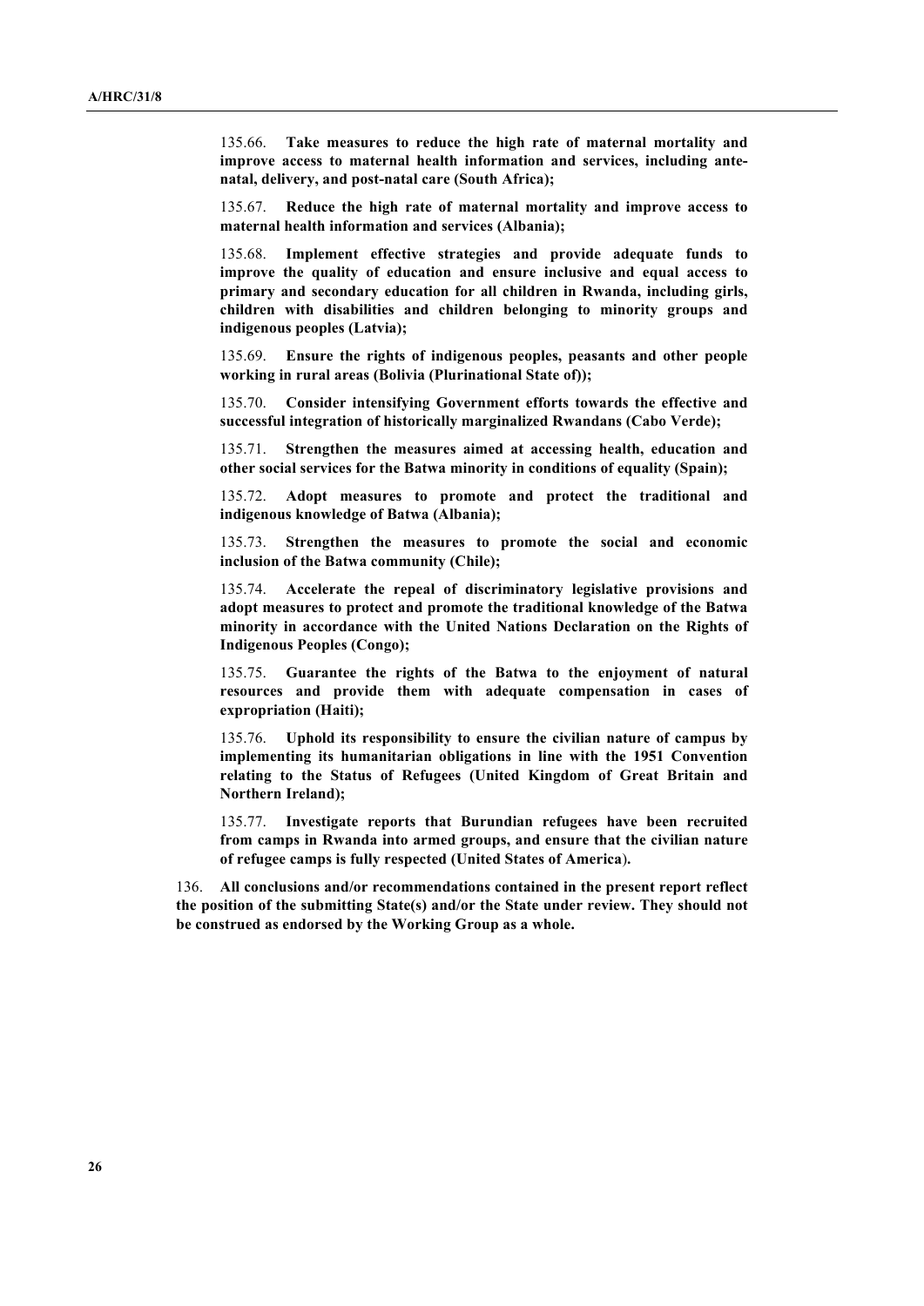135.66. **Take measures to reduce the high rate of maternal mortality and improve access to maternal health information and services, including ante-natal, delivery, and post-natal care (South Africa);**

135.67. **Reduce the high rate of maternal mortality and improve access to maternal health information and services (Albania);**

135.68. **Implement effective strategies and provide adequate funds to improve the quality of education and ensure inclusive and equal access to primary and secondary education for all children in Rwanda, including girls, children with disabilities and children belonging to minority groups and indigenous peoples (Latvia);**

135.69. **Ensure the rights of indigenous peoples, peasants and other people working in rural areas (Bolivia (Plurinational State of));**

135.70. **Consider intensifying Government efforts towards the effective and successful integration of historically marginalized Rwandans (Cabo Verde);**

135.71. **Strengthen the measures aimed at accessing health, education and other social services for the Batwa minority in conditions of equality (Spain);**

135.72. **Adopt measures to promote and protect the traditional and indigenous knowledge of Batwa (Albania);**

135.73. **Strengthen the measures to promote the social and economic inclusion of the Batwa community (Chile);**

135.74. **Accelerate the repeal of discriminatory legislative provisions and adopt measures to protect and promote the traditional knowledge of the Batwa minority in accordance with the United Nations Declaration on the Rights of Indigenous Peoples (Congo);**

135.75. **Guarantee the rights of the Batwa to the enjoyment of natural resources and provide them with adequate compensation in cases of expropriation (Haiti);**

135.76. **Uphold its responsibility to ensure the civilian nature of campus by implementing its humanitarian obligations in line with the 1951 Convention relating to the Status of Refugees (United Kingdom of Great Britain and Northern Ireland);**

135.77. **Investigate reports that Burundian refugees have been recruited from camps in Rwanda into armed groups, and ensure that the civilian nature of refugee camps is fully respected (United States of America).**

136. **All conclusions and/or recommendations contained in the present report reflect the position of the submitting State(s) and/or the State under review. They should not be construed as endorsed by the Working Group as a whole.**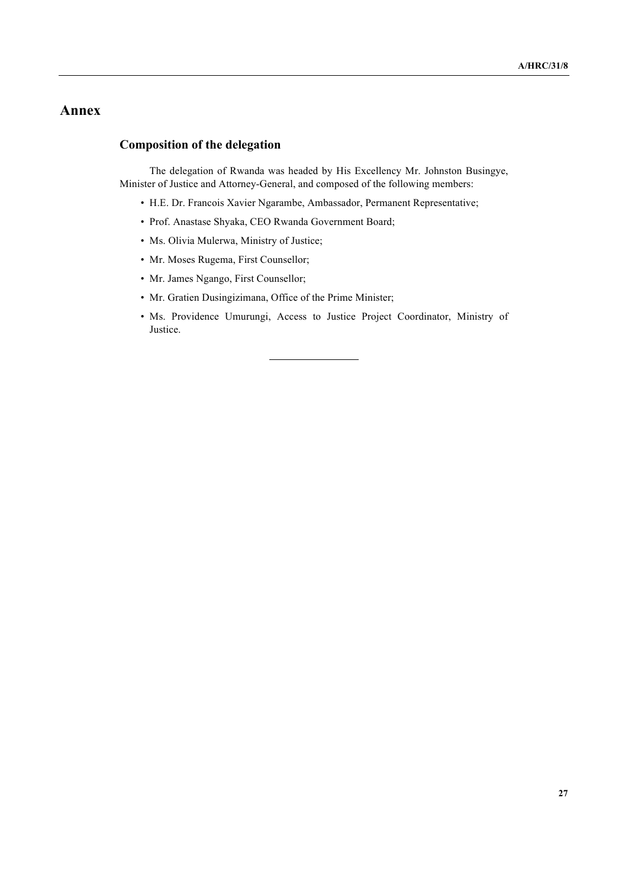# Annex

## Composition of the delegation

The delegation of Rwanda was headed by His Excellency Mr. Johnston Busingye, Minister of Justice and Attorney-General, and composed of the following members:

- H.E. Dr. Francois Xavier Ngarambe, Ambassador, Permanent Representative;
- Prof. Anastase Shyaka, CEO Rwanda Government Board;
- Ms. Olivia Mulerwa, Ministry of Justice;
- Mr. Moses Rugema, First Counsellor;
- Mr. James Ngango, First Counsellor;
- Mr. Gratien Dusingizimana, Office of the Prime Minister;
- Ms. Providence Umurungi, Access to Justice Project Coordinator, Ministry of Justice.